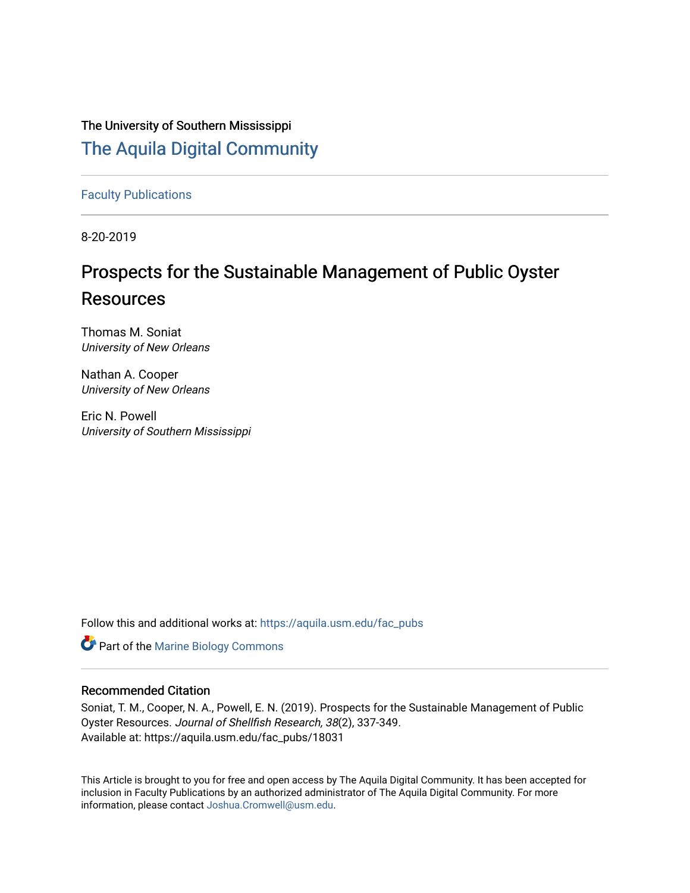The University of Southern Mississippi

# The Aquila Digital Community

Faculty Publications

8-20-2019

# Prospects for the Sustainable Management of Public Oyster Resources

Thomas M. Soniat
*University of New Orleans*

Nathan A. Cooper
*University of New Orleans*

Eric N. Powell
*University of Southern Mississippi*

Follow this and additional works at: https://aquila.usm.edu/fac_pubs

Part of the Marine Biology Commons

## Recommended Citation

Soniat, T. M., Cooper, N. A., Powell, E. N. (2019). Prospects for the Sustainable Management of Public Oyster Resources. *Journal of Shellfish Research, 38*(2), 337-349.
Available at: https://aquila.usm.edu/fac_pubs/18031

This Article is brought to you for free and open access by The Aquila Digital Community. It has been accepted for inclusion in Faculty Publications by an authorized administrator of The Aquila Digital Community. For more information, please contact Joshua.Cromwell@usm.edu.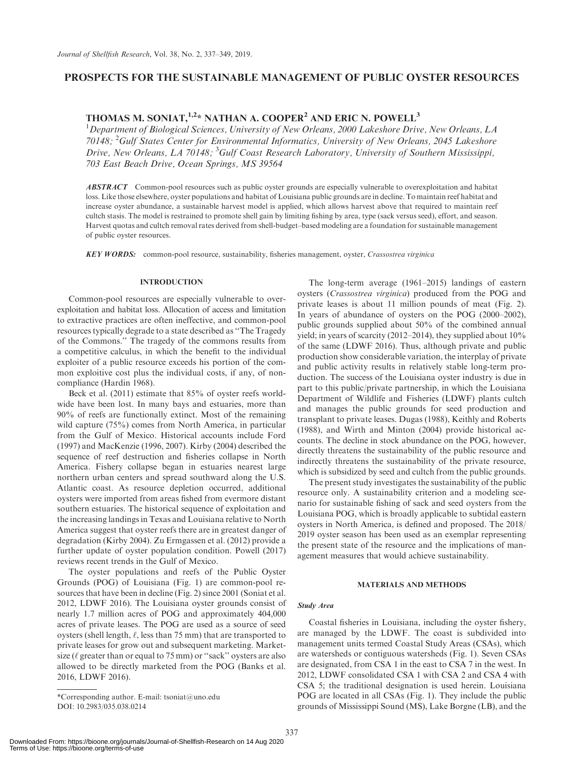Journal of Shellfish Research, Vol. 38, No. 2, 337–349, 2019.

# PROSPECTS FOR THE SUSTAINABLE MANAGEMENT OF PUBLIC OYSTER RESOURCES

## THOMAS M. SONIAT,[1,2]* NATHAN A. COOPER[2] AND ERIC N. POWELL[3]

[1]*Department of Biological Sciences, University of New Orleans, 2000 Lakeshore Drive, New Orleans, LA 70148;* [2]*Gulf States Center for Environmental Informatics, University of New Orleans, 2045 Lakeshore Drive, New Orleans, LA 70148;* [3]*Gulf Coast Research Laboratory, University of Southern Mississippi, 703 East Beach Drive, Ocean Springs, MS 39564*

***ABSTRACT*** Common-pool resources such as public oyster grounds are especially vulnerable to overexploitation and habitat loss. Like those elsewhere, oyster populations and habitat of Louisiana public grounds are in decline. To maintain reef habitat and increase oyster abundance, a sustainable harvest model is applied, which allows harvest above that required to maintain reef cultch stasis. The model is restrained to promote shell gain by limiting fishing by area, type (sack versus seed), effort, and season. Harvest quotas and cultch removal rates derived from shell-budget–based modeling are a foundation for sustainable management of public oyster resources.

***KEY WORDS:*** common-pool resource, sustainability, fisheries management, oyster, *Crassostrea virginica*

## INTRODUCTION

Common-pool resources are especially vulnerable to overexploitation and habitat loss. Allocation of access and limitation to extractive practices are often ineffective, and common-pool resources typically degrade to a state described as "The Tragedy of the Commons." The tragedy of the commons results from a competitive calculus, in which the benefit to the individual exploiter of a public resource exceeds his portion of the common exploitive cost plus the individual costs, if any, of noncompliance (Hardin 1968).

Beck et al. (2011) estimate that 85% of oyster reefs worldwide have been lost. In many bays and estuaries, more than 90% of reefs are functionally extinct. Most of the remaining wild capture (75%) comes from North America, in particular from the Gulf of Mexico. Historical accounts include Ford (1997) and MacKenzie (1996, 2007). Kirby (2004) described the sequence of reef destruction and fisheries collapse in North America. Fishery collapse began in estuaries nearest large northern urban centers and spread southward along the U.S. Atlantic coast. As resource depletion occurred, additional oysters were imported from areas fished from evermore distant southern estuaries. The historical sequence of exploitation and the increasing landings in Texas and Louisiana relative to North America suggest that oyster reefs there are in greatest danger of degradation (Kirby 2004). Zu Ermgassen et al. (2012) provide a further update of oyster population condition. Powell (2017) reviews recent trends in the Gulf of Mexico.

The oyster populations and reefs of the Public Oyster Grounds (POG) of Louisiana (Fig. 1) are common-pool resources that have been in decline (Fig. 2) since 2001 (Soniat et al. 2012, LDWF 2016). The Louisiana oyster grounds consist of nearly 1.7 million acres of POG and approximately 404,000 acres of private leases. The POG are used as a source of seed oysters (shell length, $\ell$, less than 75 mm) that are transported to private leases for grow out and subsequent marketing. Market-size ($\ell$ greater than or equal to 75 mm) or "sack" oysters are also allowed to be directly marketed from the POG (Banks et al. 2016, LDWF 2016).

*Corresponding author. E-mail: tsoniat@uno.edu
DOI: 10.2983/035.038.0214

The long-term average (1961–2015) landings of eastern oysters (*Crassostrea virginica*) produced from the POG and private leases is about 11 million pounds of meat (Fig. 2). In years of abundance of oysters on the POG (2000–2002), public grounds supplied about 50% of the combined annual yield; in years of scarcity (2012–2014), they supplied about 10% of the same (LDWF 2016). Thus, although private and public production show considerable variation, the interplay of private and public activity results in relatively stable long-term production. The success of the Louisiana oyster industry is due in part to this public/private partnership, in which the Louisiana Department of Wildlife and Fisheries (LDWF) plants cultch and manages the public grounds for seed production and transplant to private leases. Dugas (1988), Keithly and Roberts (1988), and Wirth and Minton (2004) provide historical accounts. The decline in stock abundance on the POG, however, directly threatens the sustainability of the public resource and indirectly threatens the sustainability of the private resource, which is subsidized by seed and cultch from the public grounds.

The present study investigates the sustainability of the public resource only. A sustainability criterion and a modeling scenario for sustainable fishing of sack and seed oysters from the Louisiana POG, which is broadly applicable to subtidal eastern oysters in North America, is defined and proposed. The 2018/2019 oyster season has been used as an exemplar representing the present state of the resource and the implications of management measures that would achieve sustainability.

## MATERIALS AND METHODS

### *Study Area*

Coastal fisheries in Louisiana, including the oyster fishery, are managed by the LDWF. The coast is subdivided into management units termed Coastal Study Areas (CSAs), which are watersheds or contiguous watersheds (Fig. 1). Seven CSAs are designated, from CSA 1 in the east to CSA 7 in the west. In 2012, LDWF consolidated CSA 1 with CSA 2 and CSA 4 with CSA 5; the traditional designation is used herein. Louisiana POG are located in all CSAs (Fig. 1). They include the public grounds of Mississippi Sound (MS), Lake Borgne (LB), and the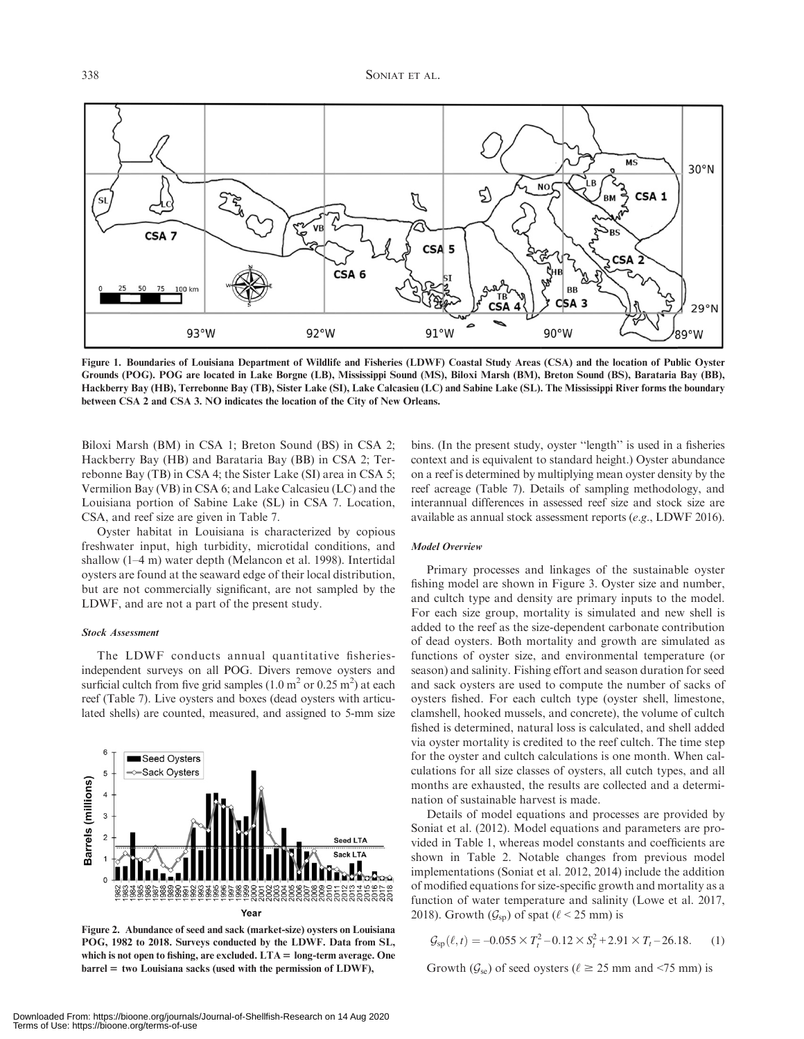Figure 1. Boundaries of Louisiana Department of Wildlife and Fisheries (LDWF) Coastal Study Areas (CSA) and the location of Public Oyster Grounds (POG). POG are located in Lake Borgne (LB), Mississippi Sound (MS), Biloxi Marsh (BM), Breton Sound (BS), Barataria Bay (BB), Hackberry Bay (HB), Terrebonne Bay (TB), Sister Lake (SI), Lake Calcasieu (LC) and Sabine Lake (SL). The Mississippi River forms the boundary between CSA 2 and CSA 3. NO indicates the location of the City of New Orleans.

Biloxi Marsh (BM) in CSA 1; Breton Sound (BS) in CSA 2; Hackberry Bay (HB) and Barataria Bay (BB) in CSA 2; Terrebonne Bay (TB) in CSA 4; the Sister Lake (SI) area in CSA 5; Vermilion Bay (VB) in CSA 6; and Lake Calcasieu (LC) and the Louisiana portion of Sabine Lake (SL) in CSA 7. Location, CSA, and reef size are given in Table 7.

Oyster habitat in Louisiana is characterized by copious freshwater input, high turbidity, microtidal conditions, and shallow (1–4 m) water depth (Melancon et al. 1998). Intertidal oysters are found at the seaward edge of their local distribution, but are not commercially significant, are not sampled by the LDWF, and are not a part of the present study.

### Stock Assessment

The LDWF conducts annual quantitative fisheries-independent surveys on all POG. Divers remove oysters and surficial cultch from five grid samples (1.0 $m^2$ or 0.25 $m^2$) at each reef (Table 7). Live oysters and boxes (dead oysters with articulated shells) are counted, measured, and assigned to 5-mm size bins. (In the present study, oyster "length" is used in a fisheries context and is equivalent to standard height.) Oyster abundance on a reef is determined by multiplying mean oyster density by the reef acreage (Table 7). Details of sampling methodology, and interannual differences in assessed reef size and stock size are available as annual stock assessment reports (*e.g.*, LDWF 2016).

Figure 2. Abundance of seed and sack (market-size) oysters on Louisiana POG, 1982 to 2018. Surveys conducted by the LDWF. Data from SL, which is not open to fishing, are excluded. LTA = long-term average. One barrel = two Louisiana sacks (used with the permission of LDWF),

### Model Overview

Primary processes and linkages of the sustainable oyster fishing model are shown in Figure 3. Oyster size and number, and cultch type and density are primary inputs to the model. For each size group, mortality is simulated and new shell is added to the reef as the size-dependent carbonate contribution of dead oysters. Both mortality and growth are simulated as functions of oyster size, and environmental temperature (or season) and salinity. Fishing effort and season duration for seed and sack oysters are used to compute the number of sacks of oysters fished. For each cultch type (oyster shell, limestone, clamshell, hooked mussels, and concrete), the volume of cultch fished is determined, natural loss is calculated, and shell added via oyster mortality is credited to the reef cultch. The time step for the oyster and cultch calculations is one month. When calculations for all size classes of oysters, all cutch types, and all months are exhausted, the results are collected and a determination of sustainable harvest is made.

Details of model equations and processes are provided by Soniat et al. (2012). Model equations and parameters are provided in Table 1, whereas model constants and coefficients are shown in Table 2. Notable changes from previous model implementations (Soniat et al. 2012, 2014) include the addition of modified equations for size-specific growth and mortality as a function of water temperature and salinity (Lowe et al. 2017, 2018). Growth ($\mathcal{G}_{sp}$) of spat ($\ell < 25$ mm) is

$$\mathcal{G}_{sp}(\ell, t) = -0.055 \times T_t^2 - 0.12 \times S_t^2 + 2.91 \times T_t - 26.18. \quad (1)$$

Growth ($\mathcal{G}_{sc}$) of seed oysters ($\ell \geq 25$ mm and $<75$ mm) is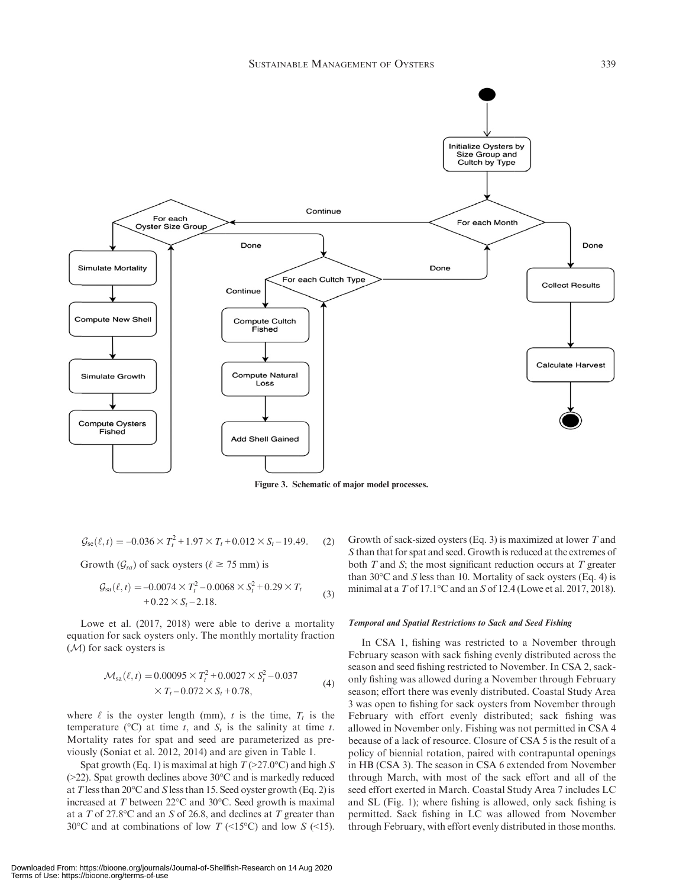Figure 3. Schematic of major model processes.

$$\mathcal{G}_{se}(\ell, t) = -0.036 \times T_t^2 + 1.97 \times T_t + 0.012 \times S_t - 19.49. \quad (2)$$

Growth ($\mathcal{G}_{sa}$) of sack oysters ($\ell \geq 75$ mm) is

$$\mathcal{G}_{sa}(\ell, t) = -0.0074 \times T_t^2 - 0.0068 \times S_t^2 + 0.29 \times T_t + 0.22 \times S_t - 2.18. \quad (3)$$

Lowe et al. (2017, 2018) were able to derive a mortality equation for sack oysters only. The monthly mortality fraction ($\mathcal{M}$) for sack oysters is

$$\mathcal{M}_{sa}(\ell, t) = 0.00095 \times T_t^2 + 0.0027 \times S_t^2 - 0.037 \times T_t - 0.072 \times S_t + 0.78, \quad (4)$$

where $\ell$ is the oyster length (mm), $t$ is the time, $T_t$ is the temperature (°C) at time $t$, and $S_t$ is the salinity at time $t$. Mortality rates for spat and seed are parameterized as previously (Soniat et al. 2012, 2014) and are given in Table 1.

Spat growth (Eq. 1) is maximal at high $T$ (>27.0°C) and high $S$ (>22). Spat growth declines above 30°C and is markedly reduced at $T$ less than 20°C and $S$ less than 15. Seed oyster growth (Eq. 2) is increased at $T$ between 22°C and 30°C. Seed growth is maximal at a $T$ of 27.8°C and an $S$ of 26.8, and declines at $T$ greater than 30°C and at combinations of low $T$ (<15°C) and low $S$ (<15). Growth of sack-sized oysters (Eq. 3) is maximized at lower $T$ and $S$ than that for spat and seed. Growth is reduced at the extremes of both $T$ and $S$; the most significant reduction occurs at $T$ greater than 30°C and $S$ less than 10. Mortality of sack oysters (Eq. 4) is minimal at a $T$ of 17.1°C and an $S$ of 12.4 (Lowe et al. 2017, 2018).

### *Temporal and Spatial Restrictions to Sack and Seed Fishing*

In CSA 1, fishing was restricted to a November through February season with sack fishing evenly distributed across the season and seed fishing restricted to November. In CSA 2, sack-only fishing was allowed during a November through February season; effort there was evenly distributed. Coastal Study Area 3 was open to fishing for sack oysters from November through February with effort evenly distributed; sack fishing was allowed in November only. Fishing was not permitted in CSA 4 because of a lack of resource. Closure of CSA 5 is the result of a policy of biennial rotation, paired with contrapuntal openings in HB (CSA 3). The season in CSA 6 extended from November through March, with most of the sack effort and all of the seed effort exerted in March. Coastal Study Area 7 includes LC and SL (Fig. 1); where fishing is allowed, only sack fishing is permitted. Sack fishing in LC was allowed from November through February, with effort evenly distributed in those months.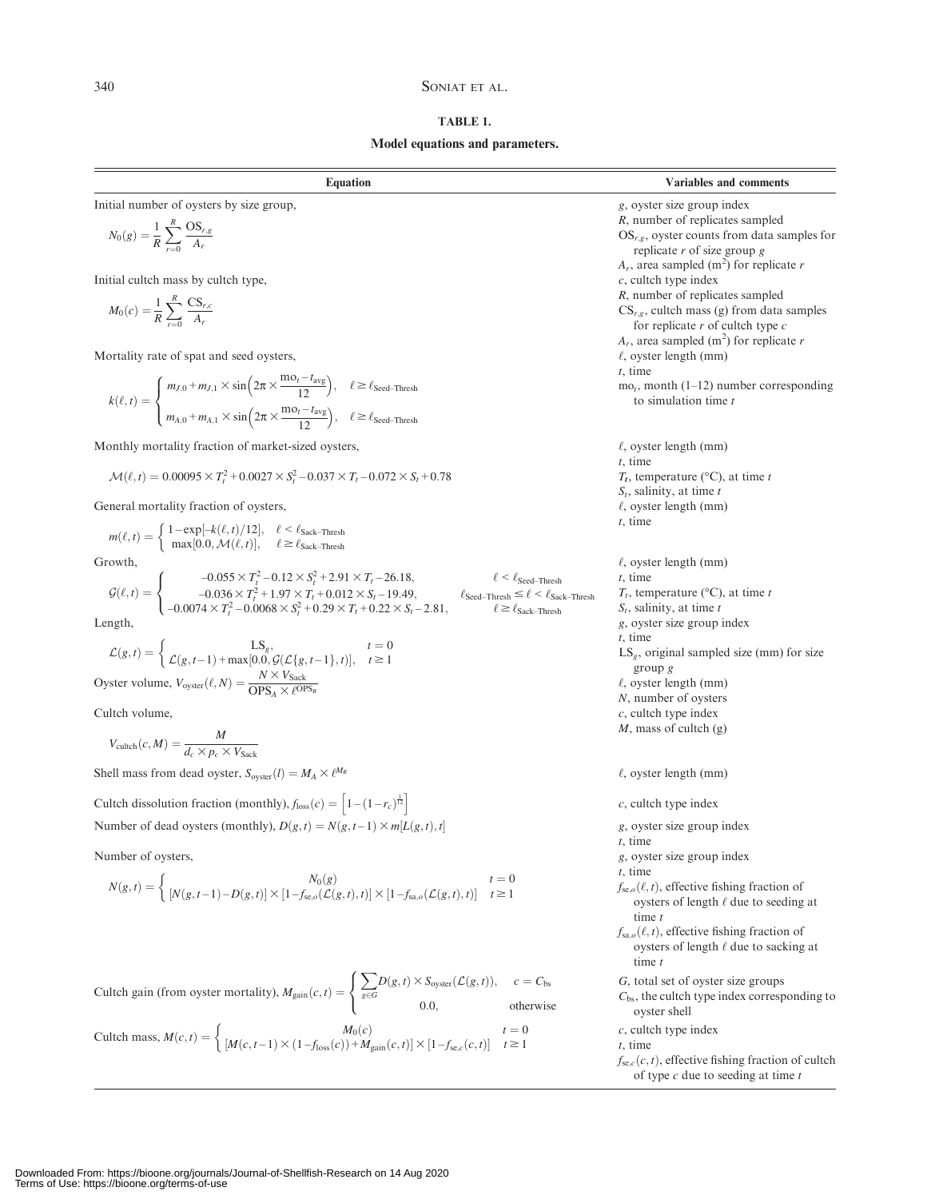**TABLE 1.**

**Model equations and parameters.**

| Equation | Variables and comments |
|---|---|
| Initial number of oysters by size group, $N_0(g) = \frac{1}{R}\sum_{r=0}^{R} \frac{\text{OS}_{r,g}}{A_r}$ | $g$, oyster size group index; $R$, number of replicates sampled; $\text{OS}_{r,g}$, oyster counts from data samples for replicate $r$ of size group $g$; $A_r$, area sampled (m$^2$) for replicate $r$ |
| Initial cultch mass by cultch type, $M_0(c) = \frac{1}{R}\sum_{r=0}^{R} \frac{\text{CS}_{r,c}}{A_r}$ | $c$, cultch type index; $R$, number of replicates sampled; $\text{CS}_{r,g}$, cultch mass (g) from data samples for replicate $r$ of cultch type $c$; $A_r$, area sampled (m$^2$) for replicate $r$ |
| Mortality rate of spat and seed oysters, $k(\ell,t) = \begin{cases} m_{J,0} + m_{J,1} \times \sin\left(2\pi \times \frac{\text{mo}_t - t_{\text{avg}}}{12}\right), & \ell \geq \ell_{\text{Seed–Thresh}} \\ m_{A,0} + m_{A,1} \times \sin\left(2\pi \times \frac{\text{mo}_t - t_{\text{avg}}}{12}\right), & \ell \geq \ell_{\text{Seed–Thresh}} \end{cases}$ | $\ell$, oyster length (mm); $t$, time; $\text{mo}_t$, month (1–12) number corresponding to simulation time $t$ |
| Monthly mortality fraction of market-sized oysters, $\mathcal{M}(\ell,t) = 0.00095 \times T_t^2 + 0.0027 \times S_t^2 - 0.037 \times T_t - 0.072 \times S_t + 0.78$ | $\ell$, oyster length (mm); $t$, time; $T_t$, temperature (°C), at time $t$; $S_t$, salinity, at time $t$ |
| General mortality fraction of oysters, $m(\ell,t) = \begin{cases} 1 - \exp[-k(\ell,t)/12], & \ell < \ell_{\text{Sack–Thresh}} \\ \max[0.0, \mathcal{M}(\ell,t)], & \ell \geq \ell_{\text{Sack–Thresh}} \end{cases}$ | $\ell$, oyster length (mm); $t$, time |
| Growth, $\mathcal{G}(\ell,t) = \begin{cases} -0.055 \times T_t^2 - 0.12 \times S_t^2 + 2.91 \times T_t - 26.18, & \ell < \ell_{\text{Seed–Thresh}} \\ -0.036 \times T_t^2 + 1.97 \times T_t + 0.012 \times S_t - 19.49, & \ell_{\text{Seed–Thresh}} \leq \ell < \ell_{\text{Sack–Thresh}} \\ -0.0074 \times T_t^2 - 0.0068 \times S_t^2 + 0.29 \times T_t + 0.22 \times S_t - 2.81, & \ell \geq \ell_{\text{Sack–Thresh}} \end{cases}$ | $\ell$, oyster length (mm); $t$, time; $T_t$, temperature (°C), at time $t$; $S_t$, salinity, at time $t$ |
| Length, $\mathcal{L}(g,t) = \begin{cases} \text{LS}_g, & t = 0 \\ \mathcal{L}(g,t-1) + \max[0.0, \mathcal{G}(\mathcal{L}\{g,t-1\},t)], & t \geq 1 \end{cases}$ | $g$, oyster size group index; $t$, time; $\text{LS}_g$, original sampled size (mm) for size group $g$ |
| Oyster volume, $V_{\text{oyster}}(\ell,N) = \frac{N \times V_{\text{Sack}}}{\text{OPS}_A \times \ell^{\text{OPS}_B}}$ | $\ell$, oyster length (mm); $N$, number of oysters |
| Cultch volume, $V_{\text{cultch}}(c,M) = \frac{M}{d_c \times p_c \times V_{\text{Sack}}}$ | $c$, cultch type index; $M$, mass of cultch (g) |
| Shell mass from dead oyster, $S_{\text{oyster}}(l) = M_A \times \ell^{M_B}$ | $\ell$, oyster length (mm) |
| Cultch dissolution fraction (monthly), $f_{\text{loss}}(c) = \left[1 - (1 - r_c)^{\frac{1}{12}}\right]$ | $c$, cultch type index |
| Number of dead oysters (monthly), $D(g,t) = N(g,t-1) \times m[L(g,t),t]$ | $g$, oyster size group index; $t$, time |
| Number of oysters, $N(g,t) = \begin{cases} N_0(g) & t = 0 \\ [N(g,t-1) - D(g,t)] \times [1 - f_{\text{se},o}(\mathcal{L}(g,t),t)] \times [1 - f_{\text{sa},o}(\mathcal{L}(g,t),t)] & t \geq 1 \end{cases}$ | $g$, oyster size group index; $t$, time; $f_{\text{se},o}(\ell,t)$, effective fishing fraction of oysters of length $\ell$ due to seeding at time $t$; $f_{\text{sa},o}(\ell,t)$, effective fishing fraction of oysters of length $\ell$ due to sacking at time $t$ |
| Cultch gain (from oyster mortality), $M_{\text{gain}}(c,t) = \begin{cases} \sum_{g \in G} D(g,t) \times S_{\text{oyster}}(\mathcal{L}(g,t)), & c = C_{\text{bs}} \\ 0.0, & \text{otherwise} \end{cases}$ | $G$, total set of oyster size groups; $C_{\text{bs}}$, the cultch type index corresponding to oyster shell |
| Cultch mass, $M(c,t) = \begin{cases} M_0(c) & t = 0 \\ [M(c,t-1) \times (1 - f_{\text{loss}}(c)) + M_{\text{gain}}(c,t)] \times [1 - f_{\text{se},c}(c,t)] & t \geq 1 \end{cases}$ | $c$, cultch type index; $t$, time; $f_{\text{se},c}(c,t)$, effective fishing fraction of cultch of type $c$ due to seeding at time $t$ |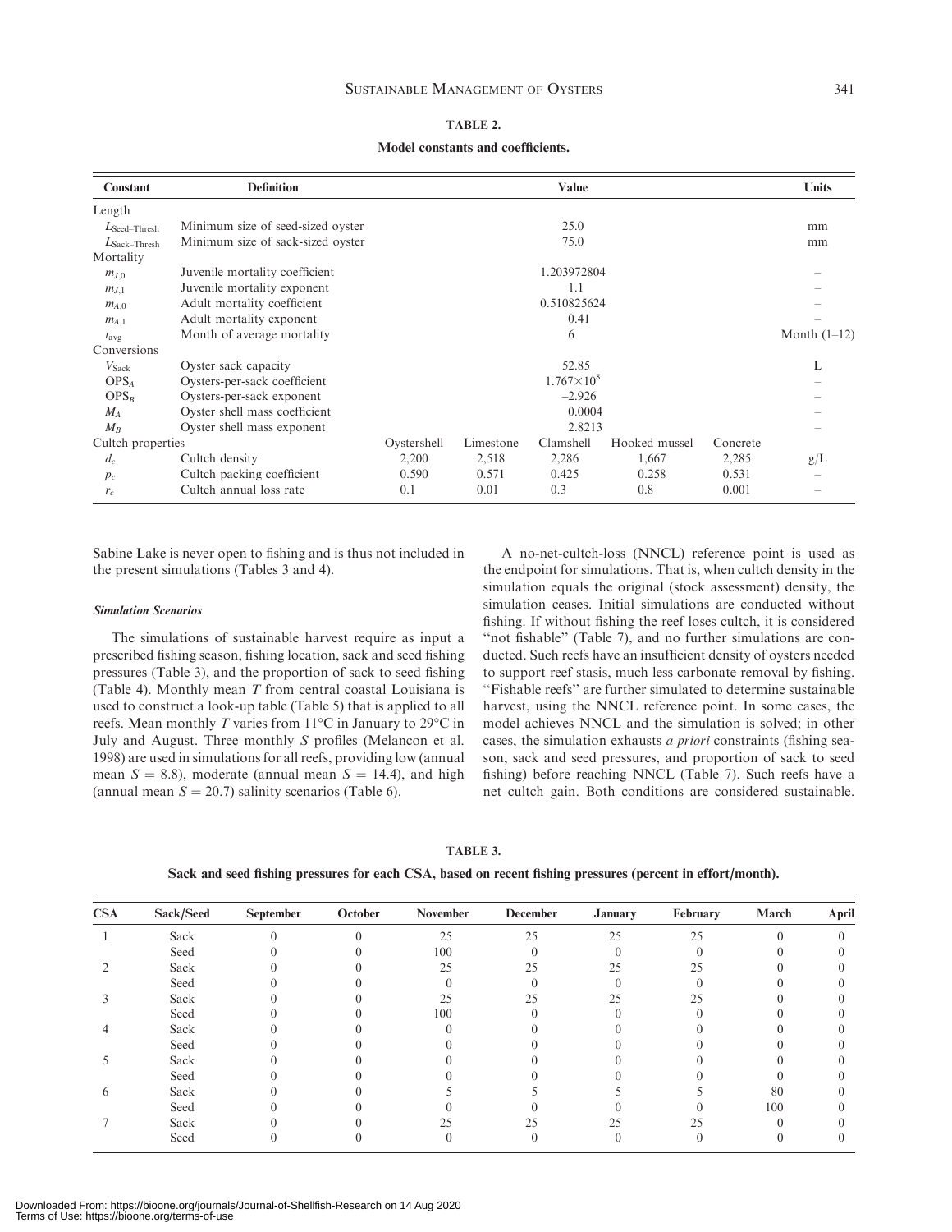**TABLE 2.**

**Model constants and coefficients.**

| Constant | Definition | Value | | | | | Units |
|---|---|---|---|---|---|---|---|
| Length | | | | | | | |
| $L_{Seed-Thresh}$ | Minimum size of seed-sized oyster | 25.0 | | | | | mm |
| $L_{Sack-Thresh}$ | Minimum size of sack-sized oyster | 75.0 | | | | | mm |
| Mortality | | | | | | | |
| $m_{J,0}$ | Juvenile mortality coefficient | 1.203972804 | | | | | – |
| $m_{J,1}$ | Juvenile mortality exponent | 1.1 | | | | | – |
| $m_{A,0}$ | Adult mortality coefficient | 0.510825624 | | | | | – |
| $m_{A,1}$ | Adult mortality exponent | 0.41 | | | | | – |
| $t_{avg}$ | Month of average mortality | 6 | | | | | Month (1–12) |
| Conversions | | | | | | | |
| $V_{Sack}$ | Oyster sack capacity | 52.85 | | | | | L |
| $OPS_A$ | Oysters-per-sack coefficient | $1.767 \times 10^8$ | | | | | – |
| $OPS_B$ | Oysters-per-sack exponent | –2.926 | | | | | – |
| $M_A$ | Oyster shell mass coefficient | 0.0004 | | | | | – |
| $M_B$ | Oyster shell mass exponent | 2.8213 | | | | | – |
| Cultch properties | | Oystershell | Limestone | Clamshell | Hooked mussel | Concrete | |
| $d_c$ | Cultch density | 2,200 | 2,518 | 2,286 | 1,667 | 2,285 | g/L |
| $p_c$ | Cultch packing coefficient | 0.590 | 0.571 | 0.425 | 0.258 | 0.531 | – |
| $r_c$ | Cultch annual loss rate | 0.1 | 0.01 | 0.3 | 0.8 | 0.001 | – |

Sabine Lake is never open to fishing and is thus not included in the present simulations (Tables 3 and 4).

### *Simulation Scenarios*

The simulations of sustainable harvest require as input a prescribed fishing season, fishing location, sack and seed fishing pressures (Table 3), and the proportion of sack to seed fishing (Table 4). Monthly mean $T$ from central coastal Louisiana is used to construct a look-up table (Table 5) that is applied to all reefs. Mean monthly $T$ varies from 11°C in January to 29°C in July and August. Three monthly $S$ profiles (Melancon et al. 1998) are used in simulations for all reefs, providing low (annual mean $S = 8.8$), moderate (annual mean $S = 14.4$), and high (annual mean $S = 20.7$) salinity scenarios (Table 6).

A no-net-cultch-loss (NNCL) reference point is used as the endpoint for simulations. That is, when cultch density in the simulation equals the original (stock assessment) density, the simulation ceases. Initial simulations are conducted without fishing. If without fishing the reef loses cultch, it is considered "not fishable" (Table 7), and no further simulations are conducted. Such reefs have an insufficient density of oysters needed to support reef stasis, much less carbonate removal by fishing. "Fishable reefs" are further simulated to determine sustainable harvest, using the NNCL reference point. In some cases, the model achieves NNCL and the simulation is solved; in other cases, the simulation exhausts *a priori* constraints (fishing season, sack and seed pressures, and proportion of sack to seed fishing) before reaching NNCL (Table 7). Such reefs have a net cultch gain. Both conditions are considered sustainable.

**TABLE 3.**

**Sack and seed fishing pressures for each CSA, based on recent fishing pressures (percent in effort/month).**

| CSA | Sack/Seed | September | October | November | December | January | February | March | April |
|---|---|---|---|---|---|---|---|---|---|
| 1 | Sack | 0 | 0 | 25 | 25 | 25 | 25 | 0 | 0 |
| | Seed | 0 | 0 | 100 | 0 | 0 | 0 | 0 | 0 |
| 2 | Sack | 0 | 0 | 25 | 25 | 25 | 25 | 0 | 0 |
| | Seed | 0 | 0 | 0 | 0 | 0 | 0 | 0 | 0 |
| 3 | Sack | 0 | 0 | 25 | 25 | 25 | 25 | 0 | 0 |
| | Seed | 0 | 0 | 100 | 0 | 0 | 0 | 0 | 0 |
| 4 | Sack | 0 | 0 | 0 | 0 | 0 | 0 | 0 | 0 |
| | Seed | 0 | 0 | 0 | 0 | 0 | 0 | 0 | 0 |
| 5 | Sack | 0 | 0 | 0 | 0 | 0 | 0 | 0 | 0 |
| | Seed | 0 | 0 | 0 | 0 | 0 | 0 | 0 | 0 |
| 6 | Sack | 0 | 0 | 5 | 5 | 5 | 5 | 80 | 0 |
| | Seed | 0 | 0 | 0 | 0 | 0 | 0 | 100 | 0 |
| 7 | Sack | 0 | 0 | 25 | 25 | 25 | 25 | 0 | 0 |
| | Seed | 0 | 0 | 0 | 0 | 0 | 0 | 0 | 0 |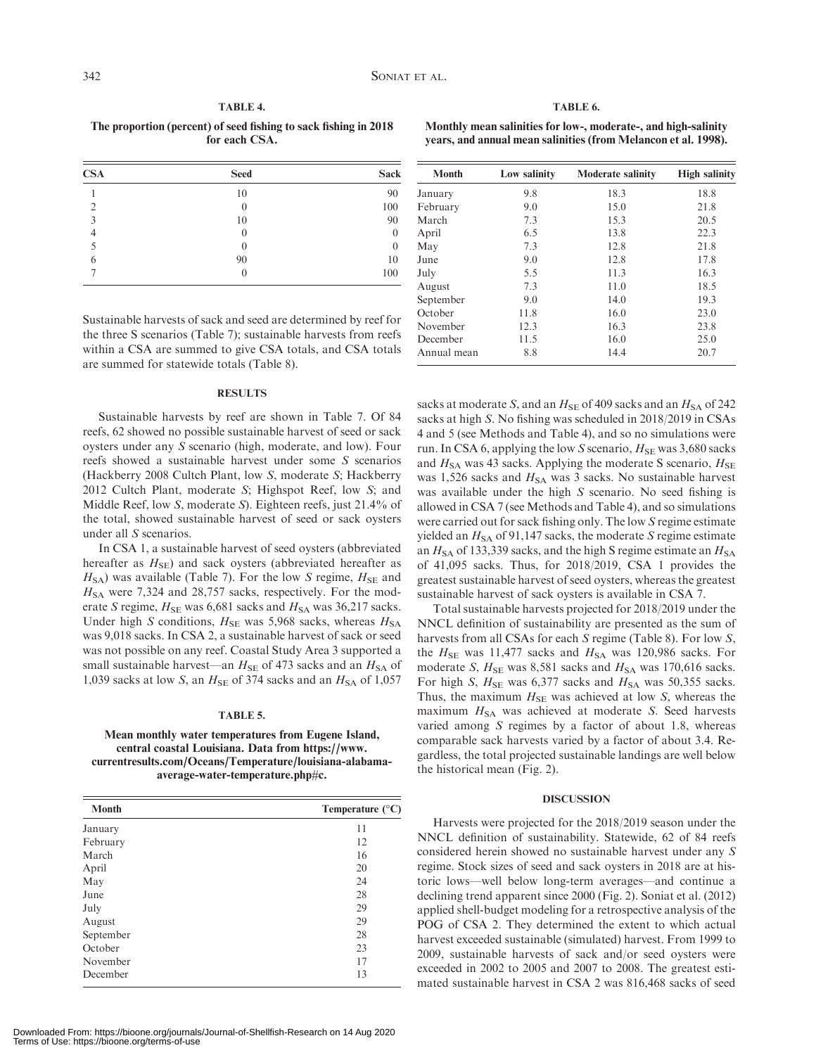**TABLE 4.**

**The proportion (percent) of seed fishing to sack fishing in 2018 for each CSA.**

| CSA | Seed | Sack |
|---|---|---|
| 1 | 10 | 90 |
| 2 | 0 | 100 |
| 3 | 10 | 90 |
| 4 | 0 | 0 |
| 5 | 0 | 0 |
| 6 | 90 | 10 |
| 7 | 0 | 100 |

Sustainable harvests of sack and seed are determined by reef for the three S scenarios (Table 7); sustainable harvests from reefs within a CSA are summed to give CSA totals, and CSA totals are summed for statewide totals (Table 8).

## RESULTS

Sustainable harvests by reef are shown in Table 7. Of 84 reefs, 62 showed no possible sustainable harvest of seed or sack oysters under any *S* scenario (high, moderate, and low). Four reefs showed a sustainable harvest under some *S* scenarios (Hackberry 2008 Cultch Plant, low *S*, moderate *S*; Hackberry 2012 Cultch Plant, moderate *S*; Highspot Reef, low *S*; and Middle Reef, low *S*, moderate *S*). Eighteen reefs, just 21.4% of the total, showed sustainable harvest of seed or sack oysters under all *S* scenarios.

In CSA 1, a sustainable harvest of seed oysters (abbreviated hereafter as $H_{SE}$) and sack oysters (abbreviated hereafter as $H_{SA}$) was available (Table 7). For the low *S* regime, $H_{SE}$ and $H_{SA}$ were 7,324 and 28,757 sacks, respectively. For the moderate *S* regime, $H_{SE}$ was 6,681 sacks and $H_{SA}$ was 36,217 sacks. Under high *S* conditions, $H_{SE}$ was 5,968 sacks, whereas $H_{SA}$ was 9,018 sacks. In CSA 2, a sustainable harvest of sack or seed was not possible on any reef. Coastal Study Area 3 supported a small sustainable harvest—an $H_{SE}$ of 473 sacks and an $H_{SA}$ of 1,039 sacks at low *S*, an $H_{SE}$ of 374 sacks and an $H_{SA}$ of 1,057 sacks at moderate *S*, and an $H_{SE}$ of 409 sacks and an $H_{SA}$ of 242 sacks at high *S*. No fishing was scheduled in 2018/2019 in CSAs 4 and 5 (see Methods and Table 4), and so no simulations were run. In CSA 6, applying the low *S* scenario, $H_{SE}$ was 3,680 sacks and $H_{SA}$ was 43 sacks. Applying the moderate S scenario, $H_{SE}$ was 1,526 sacks and $H_{SA}$ was 3 sacks. No sustainable harvest was available under the high *S* scenario. No seed fishing is allowed in CSA 7 (see Methods and Table 4), and so simulations were carried out for sack fishing only. The low *S* regime estimate yielded an $H_{SA}$ of 91,147 sacks, the moderate *S* regime estimate an $H_{SA}$ of 133,339 sacks, and the high S regime estimate an $H_{SA}$ of 41,095 sacks. Thus, for 2018/2019, CSA 1 provides the greatest sustainable harvest of seed oysters, whereas the greatest sustainable harvest of sack oysters is available in CSA 7.

Total sustainable harvests projected for 2018/2019 under the NNCL definition of sustainability are presented as the sum of harvests from all CSAs for each *S* regime (Table 8). For low *S*, the $H_{SE}$ was 11,477 sacks and $H_{SA}$ was 120,986 sacks. For moderate *S*, $H_{SE}$ was 8,581 sacks and $H_{SA}$ was 170,616 sacks. For high *S*, $H_{SE}$ was 6,377 sacks and $H_{SA}$ was 50,355 sacks. Thus, the maximum $H_{SE}$ was achieved at low *S*, whereas the maximum $H_{SA}$ was achieved at moderate *S*. Seed harvests varied among *S* regimes by a factor of about 1.8, whereas comparable sack harvests varied by a factor of about 3.4. Regardless, the total projected sustainable landings are well below the historical mean (Fig. 2).

**TABLE 5.**

**Mean monthly water temperatures from Eugene Island, central coastal Louisiana. Data from https://www.currentresults.com/Oceans/Temperature/louisiana-alabama-average-water-temperature.php#c.**

| Month | Temperature (°C) |
|---|---|
| January | 11 |
| February | 12 |
| March | 16 |
| April | 20 |
| May | 24 |
| June | 28 |
| July | 29 |
| August | 29 |
| September | 28 |
| October | 23 |
| November | 17 |
| December | 13 |

**TABLE 6.**

**Monthly mean salinities for low-, moderate-, and high-salinity years, and annual mean salinities (from Melancon et al. 1998).**

| Month | Low salinity | Moderate salinity | High salinity |
|---|---|---|---|
| January | 9.8 | 18.3 | 18.8 |
| February | 9.0 | 15.0 | 21.8 |
| March | 7.3 | 15.3 | 20.5 |
| April | 6.5 | 13.8 | 22.3 |
| May | 7.3 | 12.8 | 21.8 |
| June | 9.0 | 12.8 | 17.8 |
| July | 5.5 | 11.3 | 16.3 |
| August | 7.3 | 11.0 | 18.5 |
| September | 9.0 | 14.0 | 19.3 |
| October | 11.8 | 16.0 | 23.0 |
| November | 12.3 | 16.3 | 23.8 |
| December | 11.5 | 16.0 | 25.0 |
| Annual mean | 8.8 | 14.4 | 20.7 |

## DISCUSSION

Harvests were projected for the 2018/2019 season under the NNCL definition of sustainability. Statewide, 62 of 84 reefs considered herein showed no sustainable harvest under any *S* regime. Stock sizes of seed and sack oysters in 2018 are at historic lows—well below long-term averages—and continue a declining trend apparent since 2000 (Fig. 2). Soniat et al. (2012) applied shell-budget modeling for a retrospective analysis of the POG of CSA 2. They determined the extent to which actual harvest exceeded sustainable (simulated) harvest. From 1999 to 2009, sustainable harvests of sack and/or seed oysters were exceeded in 2002 to 2005 and 2007 to 2008. The greatest estimated sustainable harvest in CSA 2 was 816,468 sacks of seed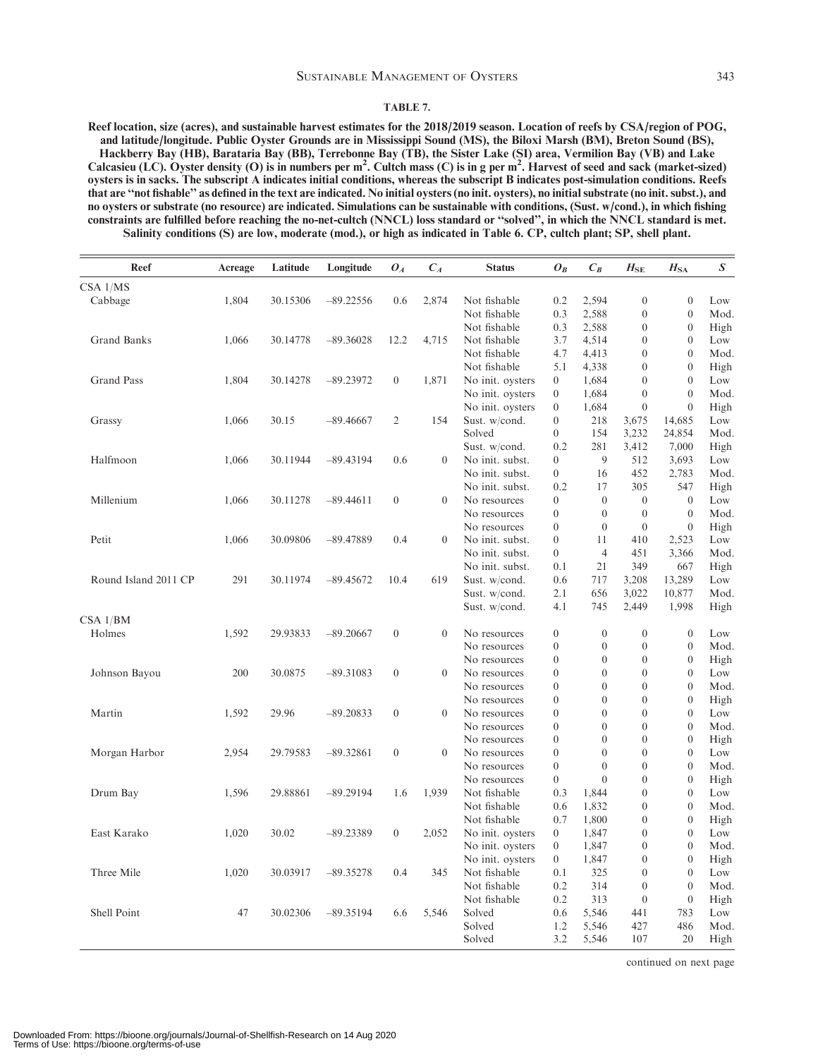**TABLE 7.**

**Reef location, size (acres), and sustainable harvest estimates for the 2018/2019 season. Location of reefs by CSA/region of POG, and latitude/longitude. Public Oyster Grounds are in Mississippi Sound (MS), the Biloxi Marsh (BM), Breton Sound (BS), Hackberry Bay (HB), Barataria Bay (BB), Terrebonne Bay (TB), the Sister Lake (SI) area, Vermilion Bay (VB) and Lake Calcasieu (LC). Oyster density (O) is in numbers per m$^2$. Cultch mass (C) is in g per m$^2$. Harvest of seed and sack (market-sized) oysters is in sacks. The subscript A indicates initial conditions, whereas the subscript B indicates post-simulation conditions. Reefs that are "not fishable" as defined in the text are indicated. No initial oysters (no init. oysters), no initial substrate (no init. subst.), and no oysters or substrate (no resource) are indicated. Simulations can be sustainable with conditions, (Sust. w/cond.), in which fishing constraints are fulfilled before reaching the no-net-cultch (NNCL) loss standard or "solved", in which the NNCL standard is met. Salinity conditions (S) are low, moderate (mod.), or high as indicated in Table 6. CP, cultch plant; SP, shell plant.**

| Reef | Acreage | Latitude | Longitude | $O_A$ | $C_A$ | Status | $O_B$ | $C_B$ | $H_{SE}$ | $H_{SA}$ | $S$ |
|---|---|---|---|---|---|---|---|---|---|---|---|
| CSA 1/MS | | | | | | | | | | | |
| Cabbage | 1,804 | 30.15306 | −89.22556 | 0.6 | 2,874 | Not fishable | 0.2 | 2,594 | 0 | 0 | Low |
| | | | | | | Not fishable | 0.3 | 2,588 | 0 | 0 | Mod. |
| | | | | | | Not fishable | 0.3 | 2,588 | 0 | 0 | High |
| Grand Banks | 1,066 | 30.14778 | −89.36028 | 12.2 | 4,715 | Not fishable | 3.7 | 4,514 | 0 | 0 | Low |
| | | | | | | Not fishable | 4.7 | 4,413 | 0 | 0 | Mod. |
| | | | | | | Not fishable | 5.1 | 4,338 | 0 | 0 | High |
| Grand Pass | 1,804 | 30.14278 | −89.23972 | 0 | 1,871 | No init. oysters | 0 | 1,684 | 0 | 0 | Low |
| | | | | | | No init. oysters | 0 | 1,684 | 0 | 0 | Mod. |
| | | | | | | No init. oysters | 0 | 1,684 | 0 | 0 | High |
| Grassy | 1,066 | 30.15 | −89.46667 | 2 | 154 | Sust. w/cond. | 0 | 218 | 3,675 | 14,685 | Low |
| | | | | | | Solved | 0 | 154 | 3,232 | 24,854 | Mod. |
| | | | | | | Sust. w/cond. | 0.2 | 281 | 3,412 | 7,000 | High |
| Halfmoon | 1,066 | 30.11944 | −89.43194 | 0.6 | 0 | No init. subst. | 0 | 9 | 512 | 3,693 | Low |
| | | | | | | No init. subst. | 0 | 16 | 452 | 2,783 | Mod. |
| | | | | | | No init. subst. | 0.2 | 17 | 305 | 547 | High |
| Millenium | 1,066 | 30.11278 | −89.44611 | 0 | 0 | No resources | 0 | 0 | 0 | 0 | Low |
| | | | | | | No resources | 0 | 0 | 0 | 0 | Mod. |
| | | | | | | No resources | 0 | 0 | 0 | 0 | High |
| Petit | 1,066 | 30.09806 | −89.47889 | 0.4 | 0 | No init. subst. | 0 | 11 | 410 | 2,523 | Low |
| | | | | | | No init. subst. | 0 | 4 | 451 | 3,366 | Mod. |
| | | | | | | No init. subst. | 0.1 | 21 | 349 | 667 | High |
| Round Island 2011 CP | 291 | 30.11974 | −89.45672 | 10.4 | 619 | Sust. w/cond. | 0.6 | 717 | 3,208 | 13,289 | Low |
| | | | | | | Sust. w/cond. | 2.1 | 656 | 3,022 | 10,877 | Mod. |
| | | | | | | Sust. w/cond. | 4.1 | 745 | 2,449 | 1,998 | High |
| CSA 1/BM | | | | | | | | | | | |
| Holmes | 1,592 | 29.93833 | −89.20667 | 0 | 0 | No resources | 0 | 0 | 0 | 0 | Low |
| | | | | | | No resources | 0 | 0 | 0 | 0 | Mod. |
| | | | | | | No resources | 0 | 0 | 0 | 0 | High |
| Johnson Bayou | 200 | 30.0875 | −89.31083 | 0 | 0 | No resources | 0 | 0 | 0 | 0 | Low |
| | | | | | | No resources | 0 | 0 | 0 | 0 | Mod. |
| | | | | | | No resources | 0 | 0 | 0 | 0 | High |
| Martin | 1,592 | 29.96 | −89.20833 | 0 | 0 | No resources | 0 | 0 | 0 | 0 | Low |
| | | | | | | No resources | 0 | 0 | 0 | 0 | Mod. |
| | | | | | | No resources | 0 | 0 | 0 | 0 | High |
| Morgan Harbor | 2,954 | 29.79583 | −89.32861 | 0 | 0 | No resources | 0 | 0 | 0 | 0 | Low |
| | | | | | | No resources | 0 | 0 | 0 | 0 | Mod. |
| | | | | | | No resources | 0 | 0 | 0 | 0 | High |
| Drum Bay | 1,596 | 29.88861 | −89.29194 | 1.6 | 1,939 | Not fishable | 0.3 | 1,844 | 0 | 0 | Low |
| | | | | | | Not fishable | 0.6 | 1,832 | 0 | 0 | Mod. |
| | | | | | | Not fishable | 0.7 | 1,800 | 0 | 0 | High |
| East Karako | 1,020 | 30.02 | −89.23389 | 0 | 2,052 | No init. oysters | 0 | 1,847 | 0 | 0 | Low |
| | | | | | | No init. oysters | 0 | 1,847 | 0 | 0 | Mod. |
| | | | | | | No init. oysters | 0 | 1,847 | 0 | 0 | High |
| Three Mile | 1,020 | 30.03917 | −89.35278 | 0.4 | 345 | Not fishable | 0.1 | 325 | 0 | 0 | Low |
| | | | | | | Not fishable | 0.2 | 314 | 0 | 0 | Mod. |
| | | | | | | Not fishable | 0.2 | 313 | 0 | 0 | High |
| Shell Point | 47 | 30.02306 | −89.35194 | 6.6 | 5,546 | Solved | 0.6 | 5,546 | 441 | 783 | Low |
| | | | | | | Solved | 1.2 | 5,546 | 427 | 486 | Mod. |
| | | | | | | Solved | 3.2 | 5,546 | 107 | 20 | High |

continued on next page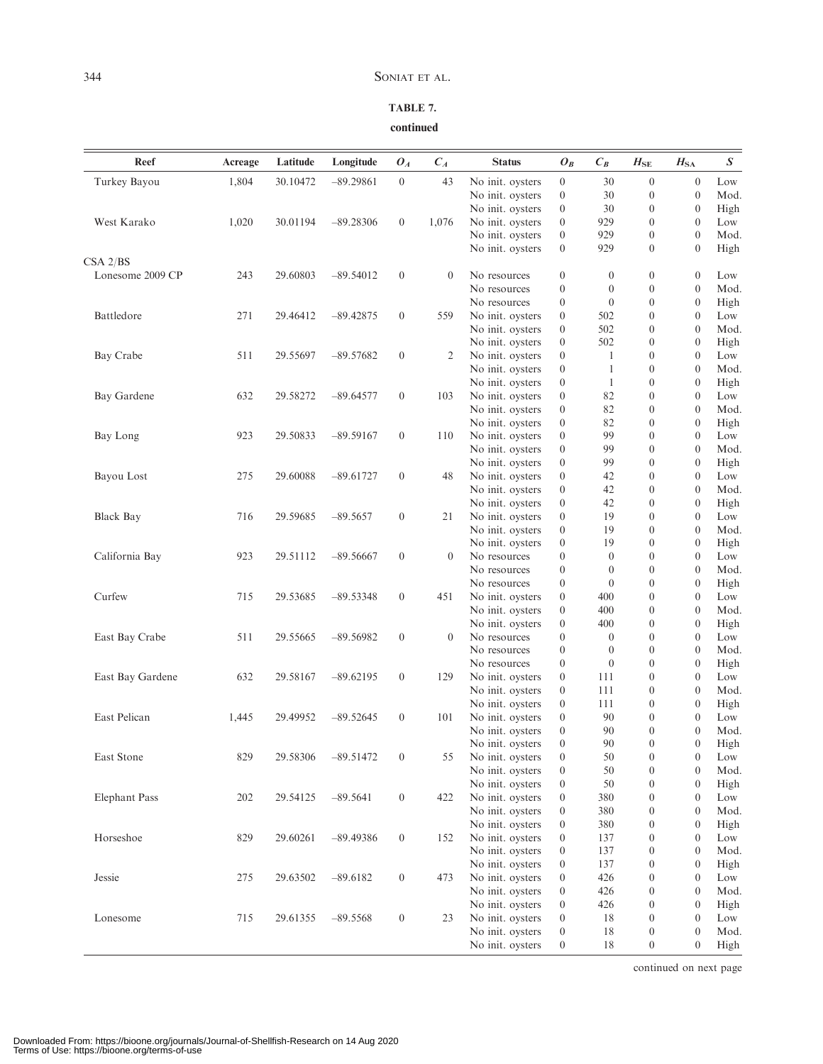**TABLE 7.**

**continued**

| Reef | Acreage | Latitude | Longitude | $O_A$ | $C_A$ | Status | $O_B$ | $C_B$ | $H_{SE}$ | $H_{SA}$ | $S$ |
|---|---|---|---|---|---|---|---|---|---|---|---|
| Turkey Bayou | 1,804 | 30.10472 | −89.29861 | 0 | 43 | No init. oysters | 0 | 30 | 0 | 0 | Low |
| | | | | | | No init. oysters | 0 | 30 | 0 | 0 | Mod. |
| | | | | | | No init. oysters | 0 | 30 | 0 | 0 | High |
| West Karako | 1,020 | 30.01194 | −89.28306 | 0 | 1,076 | No init. oysters | 0 | 929 | 0 | 0 | Low |
| | | | | | | No init. oysters | 0 | 929 | 0 | 0 | Mod. |
| | | | | | | No init. oysters | 0 | 929 | 0 | 0 | High |
| CSA 2/BS | | | | | | | | | | | |
| Lonesome 2009 CP | 243 | 29.60803 | −89.54012 | 0 | 0 | No resources | 0 | 0 | 0 | 0 | Low |
| | | | | | | No resources | 0 | 0 | 0 | 0 | Mod. |
| | | | | | | No resources | 0 | 0 | 0 | 0 | High |
| Battledore | 271 | 29.46412 | −89.42875 | 0 | 559 | No init. oysters | 0 | 502 | 0 | 0 | Low |
| | | | | | | No init. oysters | 0 | 502 | 0 | 0 | Mod. |
| | | | | | | No init. oysters | 0 | 502 | 0 | 0 | High |
| Bay Crabe | 511 | 29.55697 | −89.57682 | 0 | 2 | No init. oysters | 0 | 1 | 0 | 0 | Low |
| | | | | | | No init. oysters | 0 | 1 | 0 | 0 | Mod. |
| | | | | | | No init. oysters | 0 | 1 | 0 | 0 | High |
| Bay Gardene | 632 | 29.58272 | −89.64577 | 0 | 103 | No init. oysters | 0 | 82 | 0 | 0 | Low |
| | | | | | | No init. oysters | 0 | 82 | 0 | 0 | Mod. |
| | | | | | | No init. oysters | 0 | 82 | 0 | 0 | High |
| Bay Long | 923 | 29.50833 | −89.59167 | 0 | 110 | No init. oysters | 0 | 99 | 0 | 0 | Low |
| | | | | | | No init. oysters | 0 | 99 | 0 | 0 | Mod. |
| | | | | | | No init. oysters | 0 | 99 | 0 | 0 | High |
| Bayou Lost | 275 | 29.60088 | −89.61727 | 0 | 48 | No init. oysters | 0 | 42 | 0 | 0 | Low |
| | | | | | | No init. oysters | 0 | 42 | 0 | 0 | Mod. |
| | | | | | | No init. oysters | 0 | 42 | 0 | 0 | High |
| Black Bay | 716 | 29.59685 | −89.5657 | 0 | 21 | No init. oysters | 0 | 19 | 0 | 0 | Low |
| | | | | | | No init. oysters | 0 | 19 | 0 | 0 | Mod. |
| | | | | | | No init. oysters | 0 | 19 | 0 | 0 | High |
| California Bay | 923 | 29.51112 | −89.56667 | 0 | 0 | No resources | 0 | 0 | 0 | 0 | Low |
| | | | | | | No resources | 0 | 0 | 0 | 0 | Mod. |
| | | | | | | No resources | 0 | 0 | 0 | 0 | High |
| Curfew | 715 | 29.53685 | −89.53348 | 0 | 451 | No init. oysters | 0 | 400 | 0 | 0 | Low |
| | | | | | | No init. oysters | 0 | 400 | 0 | 0 | Mod. |
| | | | | | | No init. oysters | 0 | 400 | 0 | 0 | High |
| East Bay Crabe | 511 | 29.55665 | −89.56982 | 0 | 0 | No resources | 0 | 0 | 0 | 0 | Low |
| | | | | | | No resources | 0 | 0 | 0 | 0 | Mod. |
| | | | | | | No resources | 0 | 0 | 0 | 0 | High |
| East Bay Gardene | 632 | 29.58167 | −89.62195 | 0 | 129 | No init. oysters | 0 | 111 | 0 | 0 | Low |
| | | | | | | No init. oysters | 0 | 111 | 0 | 0 | Mod. |
| | | | | | | No init. oysters | 0 | 111 | 0 | 0 | High |
| East Pelican | 1,445 | 29.49952 | −89.52645 | 0 | 101 | No init. oysters | 0 | 90 | 0 | 0 | Low |
| | | | | | | No init. oysters | 0 | 90 | 0 | 0 | Mod. |
| | | | | | | No init. oysters | 0 | 90 | 0 | 0 | High |
| East Stone | 829 | 29.58306 | −89.51472 | 0 | 55 | No init. oysters | 0 | 50 | 0 | 0 | Low |
| | | | | | | No init. oysters | 0 | 50 | 0 | 0 | Mod. |
| | | | | | | No init. oysters | 0 | 50 | 0 | 0 | High |
| Elephant Pass | 202 | 29.54125 | −89.5641 | 0 | 422 | No init. oysters | 0 | 380 | 0 | 0 | Low |
| | | | | | | No init. oysters | 0 | 380 | 0 | 0 | Mod. |
| | | | | | | No init. oysters | 0 | 380 | 0 | 0 | High |
| Horseshoe | 829 | 29.60261 | −89.49386 | 0 | 152 | No init. oysters | 0 | 137 | 0 | 0 | Low |
| | | | | | | No init. oysters | 0 | 137 | 0 | 0 | Mod. |
| | | | | | | No init. oysters | 0 | 137 | 0 | 0 | High |
| Jessie | 275 | 29.63502 | −89.6182 | 0 | 473 | No init. oysters | 0 | 426 | 0 | 0 | Low |
| | | | | | | No init. oysters | 0 | 426 | 0 | 0 | Mod. |
| | | | | | | No init. oysters | 0 | 426 | 0 | 0 | High |
| Lonesome | 715 | 29.61355 | −89.5568 | 0 | 23 | No init. oysters | 0 | 18 | 0 | 0 | Low |
| | | | | | | No init. oysters | 0 | 18 | 0 | 0 | Mod. |
| | | | | | | No init. oysters | 0 | 18 | 0 | 0 | High |

continued on next page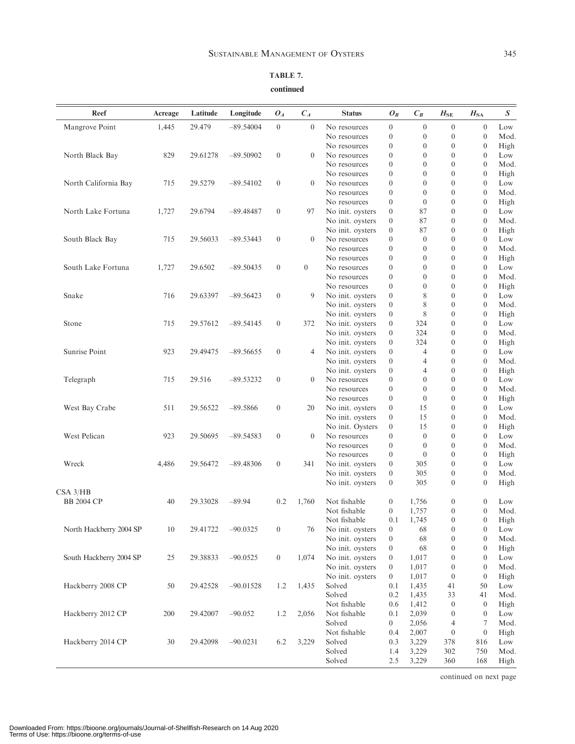**TABLE 7.**

**continued**

| Reef | Acreage | Latitude | Longitude | $O_A$ | $C_A$ | Status | $O_B$ | $C_B$ | $H_{SE}$ | $H_{SA}$ | $S$ |
|---|---|---|---|---|---|---|---|---|---|---|---|
| Mangrove Point | 1,445 | 29.479 | −89.54004 | 0 | 0 | No resources | 0 | 0 | 0 | 0 | Low |
| | | | | | | No resources | 0 | 0 | 0 | 0 | Mod. |
| | | | | | | No resources | 0 | 0 | 0 | 0 | High |
| North Black Bay | 829 | 29.61278 | −89.50902 | 0 | 0 | No resources | 0 | 0 | 0 | 0 | Low |
| | | | | | | No resources | 0 | 0 | 0 | 0 | Mod. |
| | | | | | | No resources | 0 | 0 | 0 | 0 | High |
| North California Bay | 715 | 29.5279 | −89.54102 | 0 | 0 | No resources | 0 | 0 | 0 | 0 | Low |
| | | | | | | No resources | 0 | 0 | 0 | 0 | Mod. |
| | | | | | | No resources | 0 | 0 | 0 | 0 | High |
| North Lake Fortuna | 1,727 | 29.6794 | −89.48487 | 0 | 97 | No init. oysters | 0 | 87 | 0 | 0 | Low |
| | | | | | | No init. oysters | 0 | 87 | 0 | 0 | Mod. |
| | | | | | | No init. oysters | 0 | 87 | 0 | 0 | High |
| South Black Bay | 715 | 29.56033 | −89.53443 | 0 | 0 | No resources | 0 | 0 | 0 | 0 | Low |
| | | | | | | No resources | 0 | 0 | 0 | 0 | Mod. |
| | | | | | | No resources | 0 | 0 | 0 | 0 | High |
| South Lake Fortuna | 1,727 | 29.6502 | −89.50435 | 0 | 0 | No resources | 0 | 0 | 0 | 0 | Low |
| | | | | | | No resources | 0 | 0 | 0 | 0 | Mod. |
| | | | | | | No resources | 0 | 0 | 0 | 0 | High |
| Snake | 716 | 29.63397 | −89.56423 | 0 | 9 | No init. oysters | 0 | 8 | 0 | 0 | Low |
| | | | | | | No init. oysters | 0 | 8 | 0 | 0 | Mod. |
| | | | | | | No init. oysters | 0 | 8 | 0 | 0 | High |
| Stone | 715 | 29.57612 | −89.54145 | 0 | 372 | No init. oysters | 0 | 324 | 0 | 0 | Low |
| | | | | | | No init. oysters | 0 | 324 | 0 | 0 | Mod. |
| | | | | | | No init. oysters | 0 | 324 | 0 | 0 | High |
| Sunrise Point | 923 | 29.49475 | −89.56655 | 0 | 4 | No init. oysters | 0 | 4 | 0 | 0 | Low |
| | | | | | | No init. oysters | 0 | 4 | 0 | 0 | Mod. |
| | | | | | | No init. oysters | 0 | 4 | 0 | 0 | High |
| Telegraph | 715 | 29.516 | −89.53232 | 0 | 0 | No resources | 0 | 0 | 0 | 0 | Low |
| | | | | | | No resources | 0 | 0 | 0 | 0 | Mod. |
| | | | | | | No resources | 0 | 0 | 0 | 0 | High |
| West Bay Crabe | 511 | 29.56522 | −89.5866 | 0 | 20 | No init. oysters | 0 | 15 | 0 | 0 | Low |
| | | | | | | No init. oysters | 0 | 15 | 0 | 0 | Mod. |
| | | | | | | No init. Oysters | 0 | 15 | 0 | 0 | High |
| West Pelican | 923 | 29.50695 | −89.54583 | 0 | 0 | No resources | 0 | 0 | 0 | 0 | Low |
| | | | | | | No resources | 0 | 0 | 0 | 0 | Mod. |
| | | | | | | No resources | 0 | 0 | 0 | 0 | High |
| Wreck | 4,486 | 29.56472 | −89.48306 | 0 | 341 | No init. oysters | 0 | 305 | 0 | 0 | Low |
| | | | | | | No init. oysters | 0 | 305 | 0 | 0 | Mod. |
| | | | | | | No init. oysters | 0 | 305 | 0 | 0 | High |
| CSA 3/HB | | | | | | | | | | | |
| BB 2004 CP | 40 | 29.33028 | −89.94 | 0.2 | 1,760 | Not fishable | 0 | 1,756 | 0 | 0 | Low |
| | | | | | | Not fishable | 0 | 1,757 | 0 | 0 | Mod. |
| | | | | | | Not fishable | 0.1 | 1,745 | 0 | 0 | High |
| North Hackberry 2004 SP | 10 | 29.41722 | −90.0325 | 0 | 76 | No init. oysters | 0 | 68 | 0 | 0 | Low |
| | | | | | | No init. oysters | 0 | 68 | 0 | 0 | Mod. |
| | | | | | | No init. oysters | 0 | 68 | 0 | 0 | High |
| South Hackberry 2004 SP | 25 | 29.38833 | −90.0525 | 0 | 1,074 | No init. oysters | 0 | 1,017 | 0 | 0 | Low |
| | | | | | | No init. oysters | 0 | 1,017 | 0 | 0 | Mod. |
| | | | | | | No init. oysters | 0 | 1,017 | 0 | 0 | High |
| Hackberry 2008 CP | 50 | 29.42528 | −90.01528 | 1.2 | 1,435 | Solved | 0.1 | 1,435 | 41 | 50 | Low |
| | | | | | | Solved | 0.2 | 1,435 | 33 | 41 | Mod. |
| | | | | | | Not fishable | 0.6 | 1,412 | 0 | 0 | High |
| Hackberry 2012 CP | 200 | 29.42007 | −90.052 | 1.2 | 2,056 | Not fishable | 0.1 | 2,039 | 0 | 0 | Low |
| | | | | | | Solved | 0 | 2,056 | 4 | 7 | Mod. |
| | | | | | | Not fishable | 0.4 | 2,007 | 0 | 0 | High |
| Hackberry 2014 CP | 30 | 29.42098 | −90.0231 | 6.2 | 3,229 | Solved | 0.3 | 3,229 | 378 | 816 | Low |
| | | | | | | Solved | 1.4 | 3,229 | 302 | 750 | Mod. |
| | | | | | | Solved | 2.5 | 3,229 | 360 | 168 | High |

continued on next page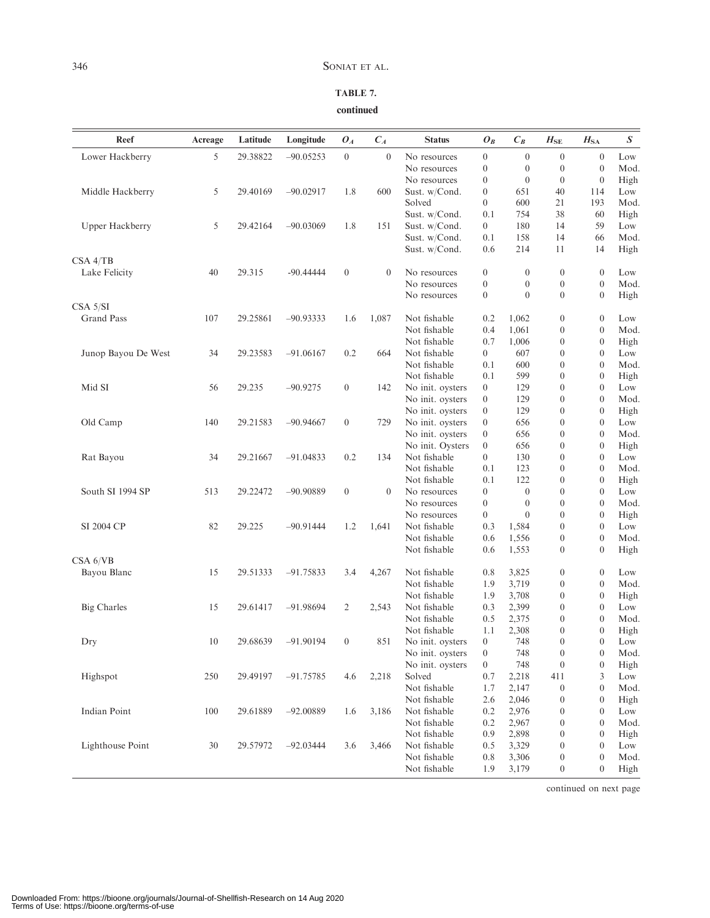**TABLE 7.**

**continued**

| Reef | Acreage | Latitude | Longitude | $O_A$ | $C_A$ | Status | $O_B$ | $C_B$ | $H_{SE}$ | $H_{SA}$ | $S$ |
|---|---|---|---|---|---|---|---|---|---|---|---|
| Lower Hackberry | 5 | 29.38822 | –90.05253 | 0 | 0 | No resources | 0 | 0 | 0 | 0 | Low |
| | | | | | | No resources | 0 | 0 | 0 | 0 | Mod. |
| | | | | | | No resources | 0 | 0 | 0 | 0 | High |
| Middle Hackberry | 5 | 29.40169 | –90.02917 | 1.8 | 600 | Sust. w/Cond. | 0 | 651 | 40 | 114 | Low |
| | | | | | | Solved | 0 | 600 | 21 | 193 | Mod. |
| | | | | | | Sust. w/Cond. | 0.1 | 754 | 38 | 60 | High |
| Upper Hackberry | 5 | 29.42164 | –90.03069 | 1.8 | 151 | Sust. w/Cond. | 0 | 180 | 14 | 59 | Low |
| | | | | | | Sust. w/Cond. | 0.1 | 158 | 14 | 66 | Mod. |
| | | | | | | Sust. w/Cond. | 0.6 | 214 | 11 | 14 | High |
| CSA 4/TB | | | | | | | | | | | |
| Lake Felicity | 40 | 29.315 | -90.44444 | 0 | 0 | No resources | 0 | 0 | 0 | 0 | Low |
| | | | | | | No resources | 0 | 0 | 0 | 0 | Mod. |
| | | | | | | No resources | 0 | 0 | 0 | 0 | High |
| CSA 5/SI | | | | | | | | | | | |
| Grand Pass | 107 | 29.25861 | –90.93333 | 1.6 | 1,087 | Not fishable | 0.2 | 1,062 | 0 | 0 | Low |
| | | | | | | Not fishable | 0.4 | 1,061 | 0 | 0 | Mod. |
| | | | | | | Not fishable | 0.7 | 1,006 | 0 | 0 | High |
| Junop Bayou De West | 34 | 29.23583 | –91.06167 | 0.2 | 664 | Not fishable | 0 | 607 | 0 | 0 | Low |
| | | | | | | Not fishable | 0.1 | 600 | 0 | 0 | Mod. |
| | | | | | | Not fishable | 0.1 | 599 | 0 | 0 | High |
| Mid SI | 56 | 29.235 | –90.9275 | 0 | 142 | No init. oysters | 0 | 129 | 0 | 0 | Low |
| | | | | | | No init. oysters | 0 | 129 | 0 | 0 | Mod. |
| | | | | | | No init. oysters | 0 | 129 | 0 | 0 | High |
| Old Camp | 140 | 29.21583 | –90.94667 | 0 | 729 | No init. oysters | 0 | 656 | 0 | 0 | Low |
| | | | | | | No init. oysters | 0 | 656 | 0 | 0 | Mod. |
| | | | | | | No init. Oysters | 0 | 656 | 0 | 0 | High |
| Rat Bayou | 34 | 29.21667 | –91.04833 | 0.2 | 134 | Not fishable | 0 | 130 | 0 | 0 | Low |
| | | | | | | Not fishable | 0.1 | 123 | 0 | 0 | Mod. |
| | | | | | | Not fishable | 0.1 | 122 | 0 | 0 | High |
| South SI 1994 SP | 513 | 29.22472 | –90.90889 | 0 | 0 | No resources | 0 | 0 | 0 | 0 | Low |
| | | | | | | No resources | 0 | 0 | 0 | 0 | Mod. |
| | | | | | | No resources | 0 | 0 | 0 | 0 | High |
| SI 2004 CP | 82 | 29.225 | –90.91444 | 1.2 | 1,641 | Not fishable | 0.3 | 1,584 | 0 | 0 | Low |
| | | | | | | Not fishable | 0.6 | 1,556 | 0 | 0 | Mod. |
| | | | | | | Not fishable | 0.6 | 1,553 | 0 | 0 | High |
| CSA 6/VB | | | | | | | | | | | |
| Bayou Blanc | 15 | 29.51333 | –91.75833 | 3.4 | 4,267 | Not fishable | 0.8 | 3,825 | 0 | 0 | Low |
| | | | | | | Not fishable | 1.9 | 3,719 | 0 | 0 | Mod. |
| | | | | | | Not fishable | 1.9 | 3,708 | 0 | 0 | High |
| Big Charles | 15 | 29.61417 | –91.98694 | 2 | 2,543 | Not fishable | 0.3 | 2,399 | 0 | 0 | Low |
| | | | | | | Not fishable | 0.5 | 2,375 | 0 | 0 | Mod. |
| | | | | | | Not fishable | 1.1 | 2,308 | 0 | 0 | High |
| Dry | 10 | 29.68639 | –91.90194 | 0 | 851 | No init. oysters | 0 | 748 | 0 | 0 | Low |
| | | | | | | No init. oysters | 0 | 748 | 0 | 0 | Mod. |
| | | | | | | No init. oysters | 0 | 748 | 0 | 0 | High |
| Highspot | 250 | 29.49197 | –91.75785 | 4.6 | 2,218 | Solved | 0.7 | 2,218 | 411 | 3 | Low |
| | | | | | | Not fishable | 1.7 | 2,147 | 0 | 0 | Mod. |
| | | | | | | Not fishable | 2.6 | 2,046 | 0 | 0 | High |
| Indian Point | 100 | 29.61889 | –92.00889 | 1.6 | 3,186 | Not fishable | 0.2 | 2,976 | 0 | 0 | Low |
| | | | | | | Not fishable | 0.2 | 2,967 | 0 | 0 | Mod. |
| | | | | | | Not fishable | 0.9 | 2,898 | 0 | 0 | High |
| Lighthouse Point | 30 | 29.57972 | –92.03444 | 3.6 | 3,466 | Not fishable | 0.5 | 3,329 | 0 | 0 | Low |
| | | | | | | Not fishable | 0.8 | 3,306 | 0 | 0 | Mod. |
| | | | | | | Not fishable | 1.9 | 3,179 | 0 | 0 | High |

continued on next page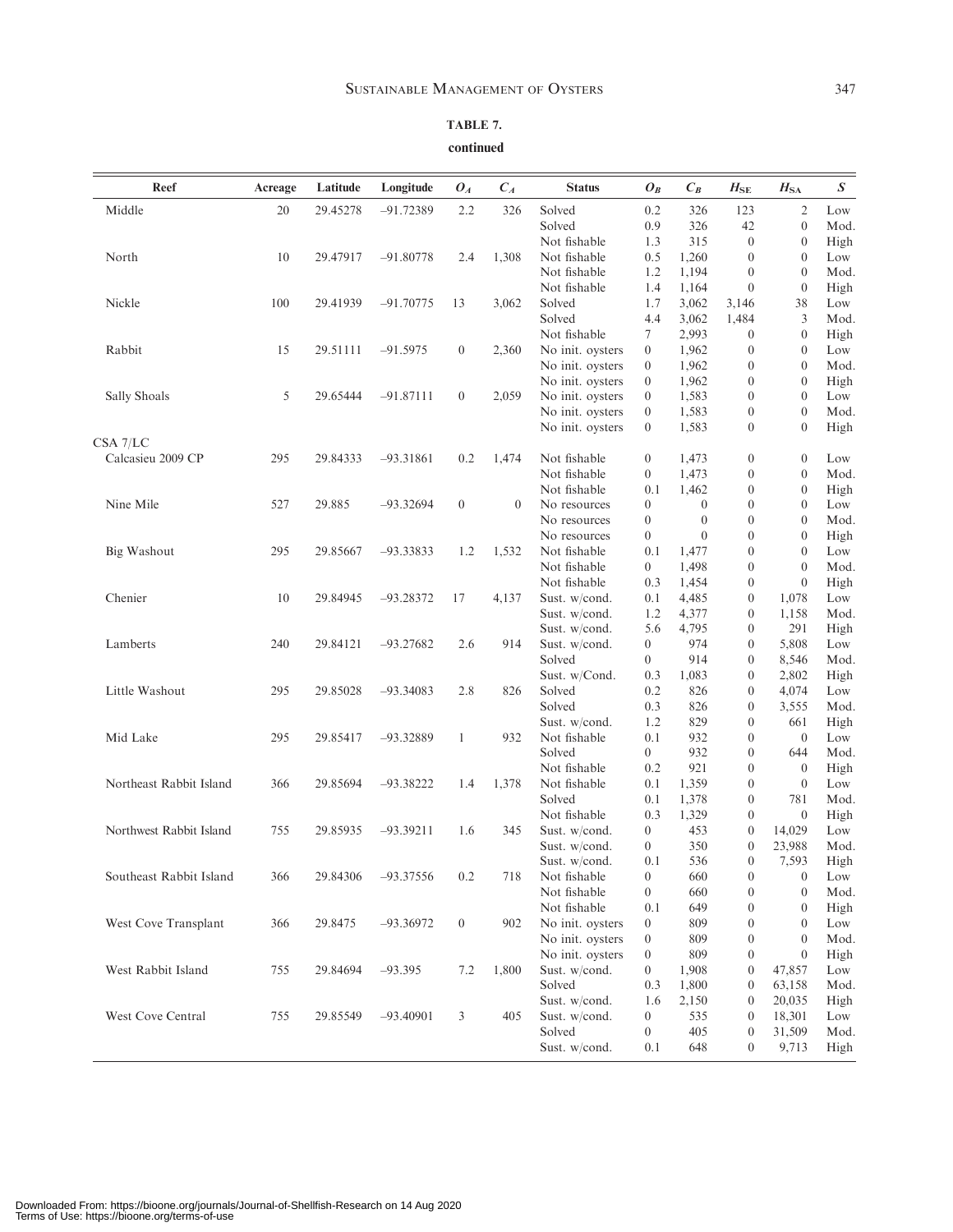**TABLE 7.**

**continued**

| Reef | Acreage | Latitude | Longitude | $O_A$ | $C_A$ | Status | $O_B$ | $C_B$ | $H_{SE}$ | $H_{SA}$ | $S$ |
|---|---|---|---|---|---|---|---|---|---|---|---|
| Middle | 20 | 29.45278 | −91.72389 | 2.2 | 326 | Solved | 0.2 | 326 | 123 | 2 | Low |
| | | | | | | Solved | 0.9 | 326 | 42 | 0 | Mod. |
| | | | | | | Not fishable | 1.3 | 315 | 0 | 0 | High |
| North | 10 | 29.47917 | −91.80778 | 2.4 | 1,308 | Not fishable | 0.5 | 1,260 | 0 | 0 | Low |
| | | | | | | Not fishable | 1.2 | 1,194 | 0 | 0 | Mod. |
| | | | | | | Not fishable | 1.4 | 1,164 | 0 | 0 | High |
| Nickle | 100 | 29.41939 | −91.70775 | 13 | 3,062 | Solved | 1.7 | 3,062 | 3,146 | 38 | Low |
| | | | | | | Solved | 4.4 | 3,062 | 1,484 | 3 | Mod. |
| | | | | | | Not fishable | 7 | 2,993 | 0 | 0 | High |
| Rabbit | 15 | 29.51111 | −91.5975 | 0 | 2,360 | No init. oysters | 0 | 1,962 | 0 | 0 | Low |
| | | | | | | No init. oysters | 0 | 1,962 | 0 | 0 | Mod. |
| | | | | | | No init. oysters | 0 | 1,962 | 0 | 0 | High |
| Sally Shoals | 5 | 29.65444 | −91.87111 | 0 | 2,059 | No init. oysters | 0 | 1,583 | 0 | 0 | Low |
| | | | | | | No init. oysters | 0 | 1,583 | 0 | 0 | Mod. |
| | | | | | | No init. oysters | 0 | 1,583 | 0 | 0 | High |
| CSA 7/LC | | | | | | | | | | | |
| Calcasieu 2009 CP | 295 | 29.84333 | −93.31861 | 0.2 | 1,474 | Not fishable | 0 | 1,473 | 0 | 0 | Low |
| | | | | | | Not fishable | 0 | 1,473 | 0 | 0 | Mod. |
| | | | | | | Not fishable | 0.1 | 1,462 | 0 | 0 | High |
| Nine Mile | 527 | 29.885 | −93.32694 | 0 | 0 | No resources | 0 | 0 | 0 | 0 | Low |
| | | | | | | No resources | 0 | 0 | 0 | 0 | Mod. |
| | | | | | | No resources | 0 | 0 | 0 | 0 | High |
| Big Washout | 295 | 29.85667 | −93.33833 | 1.2 | 1,532 | Not fishable | 0.1 | 1,477 | 0 | 0 | Low |
| | | | | | | Not fishable | 0 | 1,498 | 0 | 0 | Mod. |
| | | | | | | Not fishable | 0.3 | 1,454 | 0 | 0 | High |
| Chenier | 10 | 29.84945 | −93.28372 | 17 | 4,137 | Sust. w/cond. | 0.1 | 4,485 | 0 | 1,078 | Low |
| | | | | | | Sust. w/cond. | 1.2 | 4,377 | 0 | 1,158 | Mod. |
| | | | | | | Sust. w/cond. | 5.6 | 4,795 | 0 | 291 | High |
| Lamberts | 240 | 29.84121 | −93.27682 | 2.6 | 914 | Sust. w/cond. | 0 | 974 | 0 | 5,808 | Low |
| | | | | | | Solved | 0 | 914 | 0 | 8,546 | Mod. |
| | | | | | | Sust. w/Cond. | 0.3 | 1,083 | 0 | 2,802 | High |
| Little Washout | 295 | 29.85028 | −93.34083 | 2.8 | 826 | Solved | 0.2 | 826 | 0 | 4,074 | Low |
| | | | | | | Solved | 0.3 | 826 | 0 | 3,555 | Mod. |
| | | | | | | Sust. w/cond. | 1.2 | 829 | 0 | 661 | High |
| Mid Lake | 295 | 29.85417 | −93.32889 | 1 | 932 | Not fishable | 0.1 | 932 | 0 | 0 | Low |
| | | | | | | Solved | 0 | 932 | 0 | 644 | Mod. |
| | | | | | | Not fishable | 0.2 | 921 | 0 | 0 | High |
| Northeast Rabbit Island | 366 | 29.85694 | −93.38222 | 1.4 | 1,378 | Not fishable | 0.1 | 1,359 | 0 | 0 | Low |
| | | | | | | Solved | 0.1 | 1,378 | 0 | 781 | Mod. |
| | | | | | | Not fishable | 0.3 | 1,329 | 0 | 0 | High |
| Northwest Rabbit Island | 755 | 29.85935 | −93.39211 | 1.6 | 345 | Sust. w/cond. | 0 | 453 | 0 | 14,029 | Low |
| | | | | | | Sust. w/cond. | 0 | 350 | 0 | 23,988 | Mod. |
| | | | | | | Sust. w/cond. | 0.1 | 536 | 0 | 7,593 | High |
| Southeast Rabbit Island | 366 | 29.84306 | −93.37556 | 0.2 | 718 | Not fishable | 0 | 660 | 0 | 0 | Low |
| | | | | | | Not fishable | 0 | 660 | 0 | 0 | Mod. |
| | | | | | | Not fishable | 0.1 | 649 | 0 | 0 | High |
| West Cove Transplant | 366 | 29.8475 | −93.36972 | 0 | 902 | No init. oysters | 0 | 809 | 0 | 0 | Low |
| | | | | | | No init. oysters | 0 | 809 | 0 | 0 | Mod. |
| | | | | | | No init. oysters | 0 | 809 | 0 | 0 | High |
| West Rabbit Island | 755 | 29.84694 | −93.395 | 7.2 | 1,800 | Sust. w/cond. | 0 | 1,908 | 0 | 47,857 | Low |
| | | | | | | Solved | 0.3 | 1,800 | 0 | 63,158 | Mod. |
| | | | | | | Sust. w/cond. | 1.6 | 2,150 | 0 | 20,035 | High |
| West Cove Central | 755 | 29.85549 | −93.40901 | 3 | 405 | Sust. w/cond. | 0 | 535 | 0 | 18,301 | Low |
| | | | | | | Solved | 0 | 405 | 0 | 31,509 | Mod. |
| | | | | | | Sust. w/cond. | 0.1 | 648 | 0 | 9,713 | High |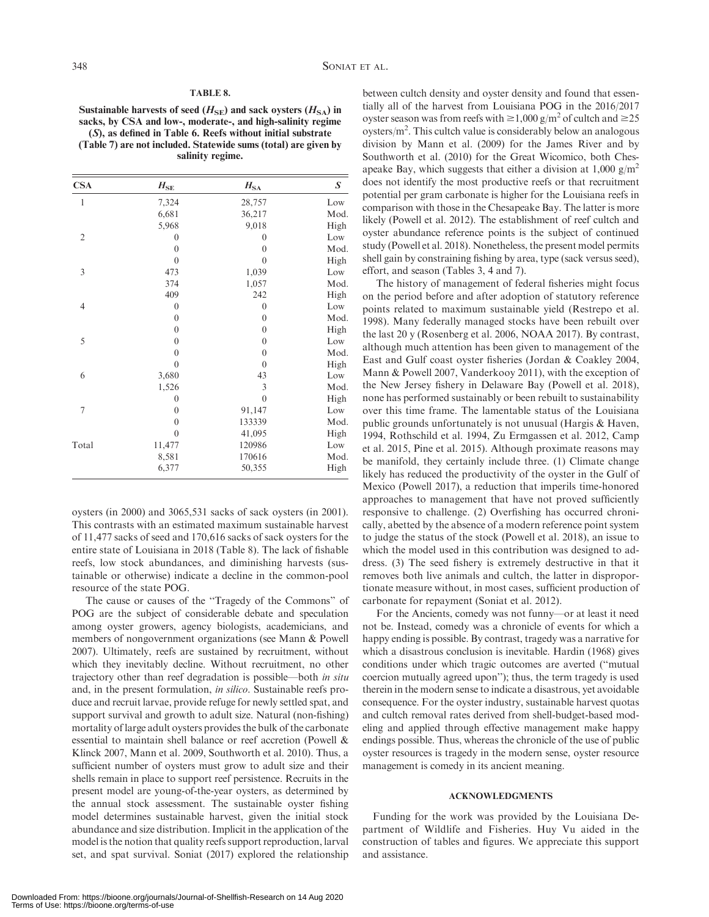**TABLE 8.**

**Sustainable harvests of seed ($H_{SE}$) and sack oysters ($H_{SA}$) in sacks, by CSA and low-, moderate-, and high-salinity regime ($S$), as defined in Table 6. Reefs without initial substrate (Table 7) are not included. Statewide sums (total) are given by salinity regime.**

| CSA | $H_{SE}$ | $H_{SA}$ | $S$ |
|---|---|---|---|
| 1 | 7,324 | 28,757 | Low |
| | 6,681 | 36,217 | Mod. |
| | 5,968 | 9,018 | High |
| 2 | 0 | 0 | Low |
| | 0 | 0 | Mod. |
| | 0 | 0 | High |
| 3 | 473 | 1,039 | Low |
| | 374 | 1,057 | Mod. |
| | 409 | 242 | High |
| 4 | 0 | 0 | Low |
| | 0 | 0 | Mod. |
| | 0 | 0 | High |
| 5 | 0 | 0 | Low |
| | 0 | 0 | Mod. |
| | 0 | 0 | High |
| 6 | 3,680 | 43 | Low |
| | 1,526 | 3 | Mod. |
| | 0 | 0 | High |
| 7 | 0 | 91,147 | Low |
| | 0 | 133339 | Mod. |
| | 0 | 41,095 | High |
| Total | 11,477 | 120986 | Low |
| | 8,581 | 170616 | Mod. |
| | 6,377 | 50,355 | High |

oysters (in 2000) and 3065,531 sacks of sack oysters (in 2001). This contrasts with an estimated maximum sustainable harvest of 11,477 sacks of seed and 170,616 sacks of sack oysters for the entire state of Louisiana in 2018 (Table 8). The lack of fishable reefs, low stock abundances, and diminishing harvests (sustainable or otherwise) indicate a decline in the common-pool resource of the state POG.

The cause or causes of the "Tragedy of the Commons" of POG are the subject of considerable debate and speculation among oyster growers, agency biologists, academicians, and members of nongovernment organizations (see Mann & Powell 2007). Ultimately, reefs are sustained by recruitment, without which they inevitably decline. Without recruitment, no other trajectory other than reef degradation is possible—both *in situ* and, in the present formulation, *in silico*. Sustainable reefs produce and recruit larvae, provide refuge for newly settled spat, and support survival and growth to adult size. Natural (non-fishing) mortality of large adult oysters provides the bulk of the carbonate essential to maintain shell balance or reef accretion (Powell & Klinck 2007, Mann et al. 2009, Southworth et al. 2010). Thus, a sufficient number of oysters must grow to adult size and their shells remain in place to support reef persistence. Recruits in the present model are young-of-the-year oysters, as determined by the annual stock assessment. The sustainable oyster fishing model determines sustainable harvest, given the initial stock abundance and size distribution. Implicit in the application of the model is the notion that quality reefs support reproduction, larval set, and spat survival. Soniat (2017) explored the relationship between cultch density and oyster density and found that essentially all of the harvest from Louisiana POG in the 2016/2017 oyster season was from reefs with $\geq$1,000 g/m$^2$ of cultch and $\geq$25 oysters/m$^2$. This cultch value is considerably below an analogous division by Mann et al. (2009) for the James River and by Southworth et al. (2010) for the Great Wicomico, both Chesapeake Bay, which suggests that either a division at 1,000 g/m$^2$ does not identify the most productive reefs or that recruitment potential per gram carbonate is higher for the Louisiana reefs in comparison with those in the Chesapeake Bay. The latter is more likely (Powell et al. 2012). The establishment of reef cultch and oyster abundance reference points is the subject of continued study (Powell et al. 2018). Nonetheless, the present model permits shell gain by constraining fishing by area, type (sack versus seed), effort, and season (Tables 3, 4 and 7).

The history of management of federal fisheries might focus on the period before and after adoption of statutory reference points related to maximum sustainable yield (Restrepo et al. 1998). Many federally managed stocks have been rebuilt over the last 20 y (Rosenberg et al. 2006, NOAA 2017). By contrast, although much attention has been given to management of the East and Gulf coast oyster fisheries (Jordan & Coakley 2004, Mann & Powell 2007, Vanderkooy 2011), with the exception of the New Jersey fishery in Delaware Bay (Powell et al. 2018), none has performed sustainably or been rebuilt to sustainability over this time frame. The lamentable status of the Louisiana public grounds unfortunately is not unusual (Hargis & Haven, 1994, Rothschild et al. 1994, Zu Ermgassen et al. 2012, Camp et al. 2015, Pine et al. 2015). Although proximate reasons may be manifold, they certainly include three. (1) Climate change likely has reduced the productivity of the oyster in the Gulf of Mexico (Powell 2017), a reduction that imperils time-honored approaches to management that have not proved sufficiently responsive to challenge. (2) Overfishing has occurred chronically, abetted by the absence of a modern reference point system to judge the status of the stock (Powell et al. 2018), an issue to which the model used in this contribution was designed to address. (3) The seed fishery is extremely destructive in that it removes both live animals and cultch, the latter in disproportionate measure without, in most cases, sufficient production of carbonate for repayment (Soniat et al. 2012).

For the Ancients, comedy was not funny—or at least it need not be. Instead, comedy was a chronicle of events for which a happy ending is possible. By contrast, tragedy was a narrative for which a disastrous conclusion is inevitable. Hardin (1968) gives conditions under which tragic outcomes are averted ("mutual coercion mutually agreed upon"); thus, the term tragedy is used therein in the modern sense to indicate a disastrous, yet avoidable consequence. For the oyster industry, sustainable harvest quotas and cultch removal rates derived from shell-budget-based modeling and applied through effective management make happy endings possible. Thus, whereas the chronicle of the use of public oyster resources is tragedy in the modern sense, oyster resource management is comedy in its ancient meaning.

## ACKNOWLEDGMENTS

Funding for the work was provided by the Louisiana Department of Wildlife and Fisheries. Huy Vu aided in the construction of tables and figures. We appreciate this support and assistance.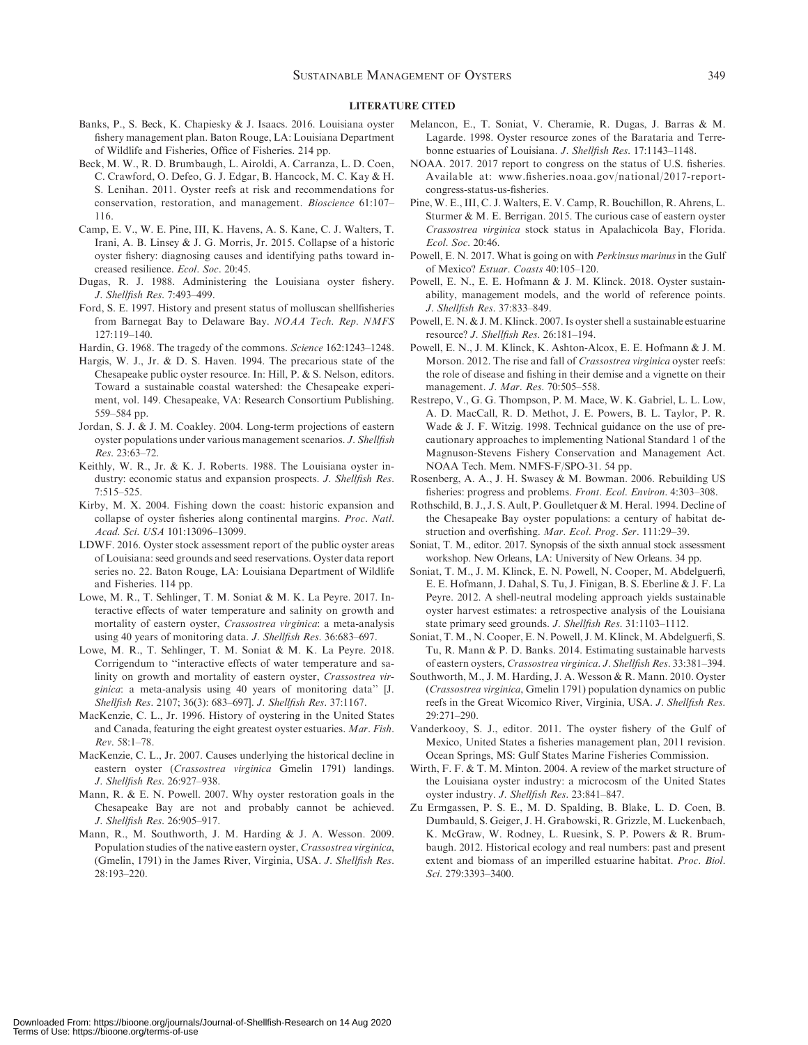## LITERATURE CITED

Banks, P., S. Beck, K. Chapiesky & J. Isaacs. 2016. Louisiana oyster fishery management plan. Baton Rouge, LA: Louisiana Department of Wildlife and Fisheries, Office of Fisheries. 214 pp.

Beck, M. W., R. D. Brumbaugh, L. Airoldi, A. Carranza, L. D. Coen, C. Crawford, O. Defeo, G. J. Edgar, B. Hancock, M. C. Kay & H. S. Lenihan. 2011. Oyster reefs at risk and recommendations for conservation, restoration, and management. *Bioscience* 61:107–116.

Camp, E. V., W. E. Pine, III, K. Havens, A. S. Kane, C. J. Walters, T. Irani, A. B. Linsey & J. G. Morris, Jr. 2015. Collapse of a historic oyster fishery: diagnosing causes and identifying paths toward increased resilience. *Ecol. Soc.* 20:45.

Dugas, R. J. 1988. Administering the Louisiana oyster fishery. *J. Shellfish Res.* 7:493–499.

Ford, S. E. 1997. History and present status of molluscan shellfisheries from Barnegat Bay to Delaware Bay. *NOAA Tech. Rep. NMFS* 127:119–140.

Hardin, G. 1968. The tragedy of the commons. *Science* 162:1243–1248.

Hargis, W. J., Jr. & D. S. Haven. 1994. The precarious state of the Chesapeake public oyster resource. In: Hill, P. & S. Nelson, editors. Toward a sustainable coastal watershed: the Chesapeake experiment, vol. 149. Chesapeake, VA: Research Consortium Publishing. 559–584 pp.

Jordan, S. J. & J. M. Coakley. 2004. Long-term projections of eastern oyster populations under various management scenarios. *J. Shellfish Res.* 23:63–72.

Keithly, W. R., Jr. & K. J. Roberts. 1988. The Louisiana oyster industry: economic status and expansion prospects. *J. Shellfish Res.* 7:515–525.

Kirby, M. X. 2004. Fishing down the coast: historic expansion and collapse of oyster fisheries along continental margins. *Proc. Natl. Acad. Sci. USA* 101:13096–13099.

LDWF. 2016. Oyster stock assessment report of the public oyster areas of Louisiana: seed grounds and seed reservations. Oyster data report series no. 22. Baton Rouge, LA: Louisiana Department of Wildlife and Fisheries. 114 pp.

Lowe, M. R., T. Sehlinger, T. M. Soniat & M. K. La Peyre. 2017. Interactive effects of water temperature and salinity on growth and mortality of eastern oyster, *Crassostrea virginica*: a meta-analysis using 40 years of monitoring data. *J. Shellfish Res.* 36:683–697.

Lowe, M. R., T. Sehlinger, T. M. Soniat & M. K. La Peyre. 2018. Corrigendum to "interactive effects of water temperature and salinity on growth and mortality of eastern oyster, *Crassostrea virginica*: a meta-analysis using 40 years of monitoring data" [J. *Shellfish Res.* 2107; 36(3): 683–697]. *J. Shellfish Res.* 37:1167.

MacKenzie, C. L., Jr. 1996. History of oystering in the United States and Canada, featuring the eight greatest oyster estuaries. *Mar. Fish. Rev.* 58:1–78.

MacKenzie, C. L., Jr. 2007. Causes underlying the historical decline in eastern oyster (*Crassostrea virginica* Gmelin 1791) landings. *J. Shellfish Res.* 26:927–938.

Mann, R. & E. N. Powell. 2007. Why oyster restoration goals in the Chesapeake Bay are not and probably cannot be achieved. *J. Shellfish Res.* 26:905–917.

Mann, R., M. Southworth, J. M. Harding & J. A. Wesson. 2009. Population studies of the native eastern oyster, *Crassostrea virginica*, (Gmelin, 1791) in the James River, Virginia, USA. *J. Shellfish Res.* 28:193–220.

Melancon, E., T. Soniat, V. Cheramie, R. Dugas, J. Barras & M. Lagarde. 1998. Oyster resource zones of the Barataria and Terrebonne estuaries of Louisiana. *J. Shellfish Res.* 17:1143–1148.

NOAA. 2017. 2017 report to congress on the status of U.S. fisheries. Available at: www.fisheries.noaa.gov/national/2017-report-congress-status-us-fisheries.

Pine, W. E., III, C. J. Walters, E. V. Camp, R. Bouchillon, R. Ahrens, L. Sturmer & M. E. Berrigan. 2015. The curious case of eastern oyster *Crassostrea virginica* stock status in Apalachicola Bay, Florida. *Ecol. Soc.* 20:46.

Powell, E. N. 2017. What is going on with *Perkinsus marinus* in the Gulf of Mexico? *Estuar. Coasts* 40:105–120.

Powell, E. N., E. E. Hofmann & J. M. Klinck. 2018. Oyster sustainability, management models, and the world of reference points. *J. Shellfish Res.* 37:833–849.

Powell, E. N. & J. M. Klinck. 2007. Is oyster shell a sustainable estuarine resource? *J. Shellfish Res.* 26:181–194.

Powell, E. N., J. M. Klinck, K. Ashton-Alcox, E. E. Hofmann & J. M. Morson. 2012. The rise and fall of *Crassostrea virginica* oyster reefs: the role of disease and fishing in their demise and a vignette on their management. *J. Mar. Res.* 70:505–558.

Restrepo, V., G. G. Thompson, P. M. Mace, W. K. Gabriel, L. L. Low, A. D. MacCall, R. D. Methot, J. E. Powers, B. L. Taylor, P. R. Wade & J. F. Witzig. 1998. Technical guidance on the use of precautionary approaches to implementing National Standard 1 of the Magnuson-Stevens Fishery Conservation and Management Act. NOAA Tech. Mem. NMFS-F/SPO-31. 54 pp.

Rosenberg, A. A., J. H. Swasey & M. Bowman. 2006. Rebuilding US fisheries: progress and problems. *Front. Ecol. Environ.* 4:303–308.

Rothschild, B. J., J. S. Ault, P. Goulletquer & M. Heral. 1994. Decline of the Chesapeake Bay oyster populations: a century of habitat destruction and overfishing. *Mar. Ecol. Prog. Ser.* 111:29–39.

Soniat, T. M., editor. 2017. Synopsis of the sixth annual stock assessment workshop. New Orleans, LA: University of New Orleans. 34 pp.

Soniat, T. M., J. M. Klinck, E. N. Powell, N. Cooper, M. Abdelguerfi, E. E. Hofmann, J. Dahal, S. Tu, J. Finigan, B. S. Eberline & J. F. La Peyre. 2012. A shell-neutral modeling approach yields sustainable oyster harvest estimates: a retrospective analysis of the Louisiana state primary seed grounds. *J. Shellfish Res.* 31:1103–1112.

Soniat, T. M., N. Cooper, E. N. Powell, J. M. Klinck, M. Abdelguerfi, S. Tu, R. Mann & P. D. Banks. 2014. Estimating sustainable harvests of eastern oysters, *Crassostrea virginica*. *J. Shellfish Res.* 33:381–394.

Southworth, M., J. M. Harding, J. A. Wesson & R. Mann. 2010. Oyster (*Crassostrea virginica*, Gmelin 1791) population dynamics on public reefs in the Great Wicomico River, Virginia, USA. *J. Shellfish Res.* 29:271–290.

Vanderkooy, S. J., editor. 2011. The oyster fishery of the Gulf of Mexico, United States a fisheries management plan, 2011 revision. Ocean Springs, MS: Gulf States Marine Fisheries Commission.

Wirth, F. F. & T. M. Minton. 2004. A review of the market structure of the Louisiana oyster industry: a microcosm of the United States oyster industry. *J. Shellfish Res.* 23:841–847.

Zu Ermgassen, P. S. E., M. D. Spalding, B. Blake, L. D. Coen, B. Dumbauld, S. Geiger, J. H. Grabowski, R. Grizzle, M. Luckenbach, K. McGraw, W. Rodney, L. Ruesink, S. P. Powers & R. Brumbaugh. 2012. Historical ecology and real numbers: past and present extent and biomass of an imperilled estuarine habitat. *Proc. Biol. Sci.* 279:3393–3400.